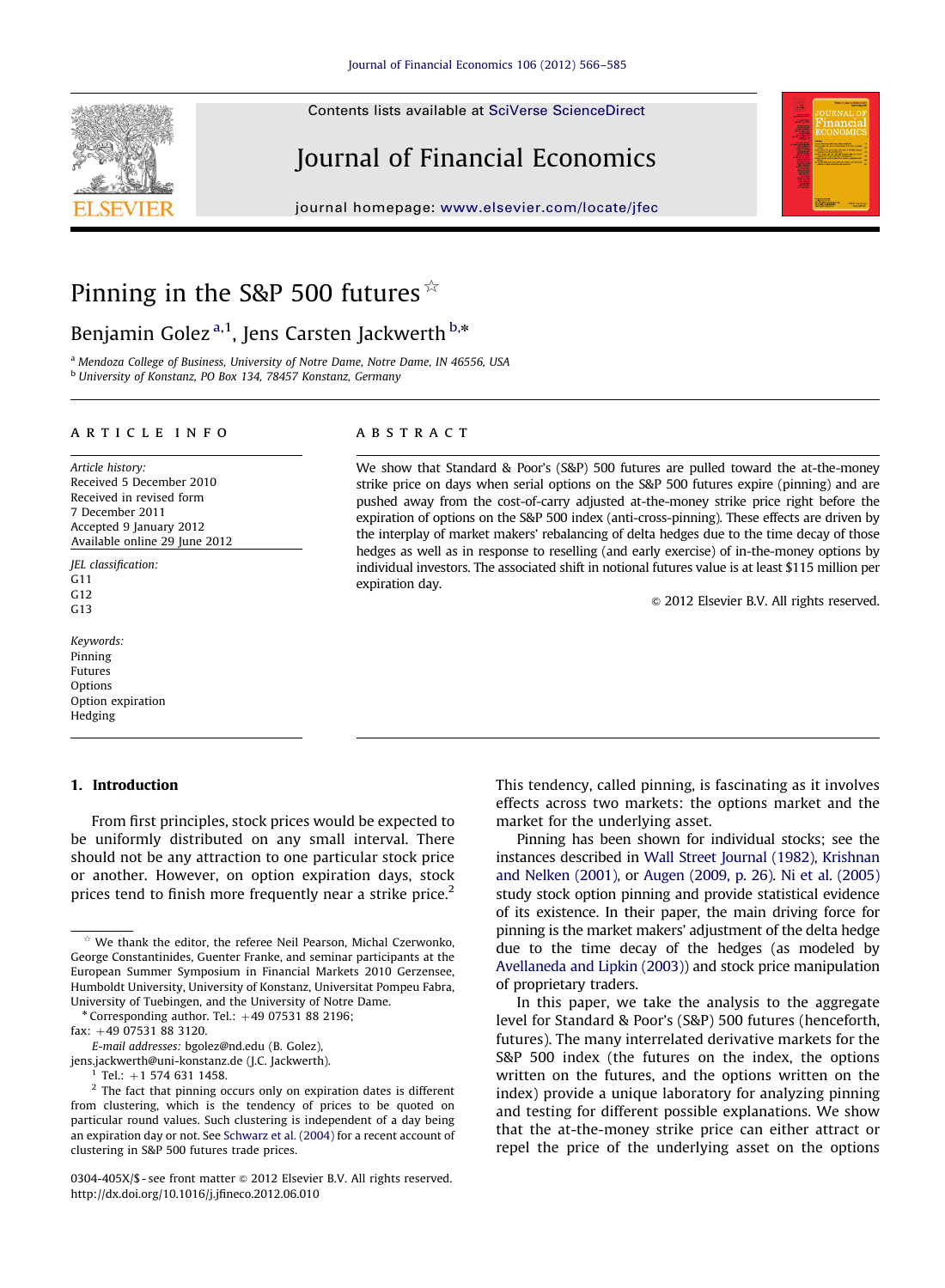# Pinning in the S&P 500 futures ☆

Benjamin Golez [a,1], Jens Carsten Jackwerth [b,*]

[a] Mendoza College of Business, University of Notre Dame, Notre Dame, IN 46556, USA
[b] University of Konstanz, PO Box 134, 78457 Konstanz, Germany

**ARTICLE INFO**

*Article history:*
Received 5 December 2010
Received in revised form
7 December 2011
Accepted 9 January 2012
Available online 29 June 2012

*JEL classification:*
G11
G12
G13

*Keywords:*
Pinning
Futures
Options
Option expiration
Hedging

**ABSTRACT**

We show that Standard & Poor's (S&P) 500 futures are pulled toward the at-the-money strike price on days when serial options on the S&P 500 futures expire (pinning) and are pushed away from the cost-of-carry adjusted at-the-money strike price right before the expiration of options on the S&P 500 index (anti-cross-pinning). These effects are driven by the interplay of market makers' rebalancing of delta hedges due to the time decay of those hedges as well as in response to reselling (and early exercise) of in-the-money options by individual investors. The associated shift in notional futures value is at least $115 million per expiration day.

© 2012 Elsevier B.V. All rights reserved.

## 1. Introduction

From first principles, stock prices would be expected to be uniformly distributed on any small interval. There should not be any attraction to one particular stock price or another. However, on option expiration days, stock prices tend to finish more frequently near a strike price.[2] This tendency, called pinning, is fascinating as it involves effects across two markets: the options market and the market for the underlying asset.

Pinning has been shown for individual stocks; see the instances described in Wall Street Journal (1982), Krishnan and Nelken (2001), or Augen (2009, p. 26). Ni et al. (2005) study stock option pinning and provide statistical evidence of its existence. In their paper, the main driving force for pinning is the market makers' adjustment of the delta hedge due to the time decay of the hedges (as modeled by Avellaneda and Lipkin (2003)) and stock price manipulation of proprietary traders.

In this paper, we take the analysis to the aggregate level for Standard & Poor's (S&P) 500 futures (henceforth, futures). The many interrelated derivative markets for the S&P 500 index (the futures on the index, the options written on the futures, and the options written on the index) provide a unique laboratory for analyzing pinning and testing for different possible explanations. We show that the at-the-money strike price can either attract or repel the price of the underlying asset on the options

---

☆ We thank the editor, the referee Neil Pearson, Michal Czerwonko, George Constantinides, Guenter Franke, and seminar participants at the European Summer Symposium in Financial Markets 2010 Gerzensee, Humboldt University, University of Konstanz, Universitat Pompeu Fabra, University of Tuebingen, and the University of Notre Dame.

\* Corresponding author. Tel.: +49 07531 88 2196; fax: +49 07531 88 3120.

E-mail addresses: bgolez@nd.edu (B. Golez), jens.jackwerth@uni-konstanz.de (J.C. Jackwerth).

[1] Tel.: +1 574 631 1458.

[2] The fact that pinning occurs only on expiration dates is different from clustering, which is the tendency of prices to be quoted on particular round values. Such clustering is independent of a day being an expiration day or not. See Schwarz et al. (2004) for a recent account of clustering in S&P 500 futures trade prices.

0304-405X/$ - see front matter © 2012 Elsevier B.V. All rights reserved.
http://dx.doi.org/10.1016/j.jfineco.2012.06.010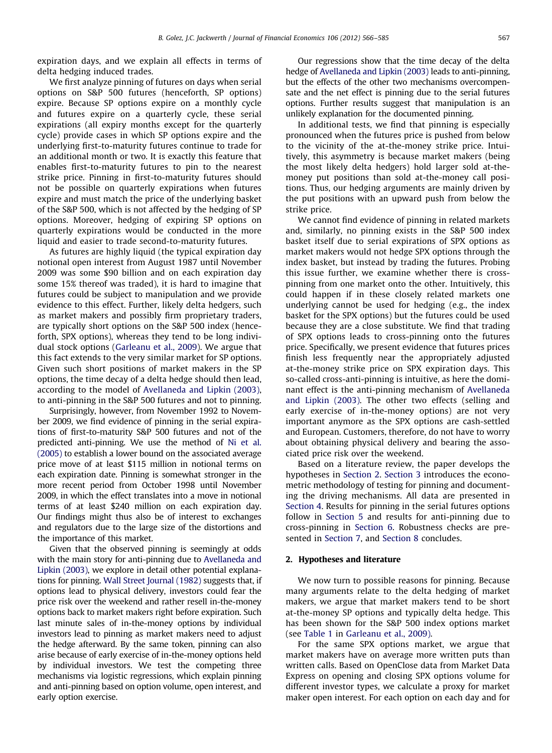expiration days, and we explain all effects in terms of delta hedging induced trades.

We first analyze pinning of futures on days when serial options on S&P 500 futures (henceforth, SP options) expire. Because SP options expire on a monthly cycle and futures expire on a quarterly cycle, these serial expirations (all expiry months except for the quarterly cycle) provide cases in which SP options expire and the underlying first-to-maturity futures continue to trade for an additional month or two. It is exactly this feature that enables first-to-maturity futures to pin to the nearest strike price. Pinning in first-to-maturity futures should not be possible on quarterly expirations when futures expire and must match the price of the underlying basket of the S&P 500, which is not affected by the hedging of SP options. Moreover, hedging of expiring SP options on quarterly expirations would be conducted in the more liquid and easier to trade second-to-maturity futures.

As futures are highly liquid (the typical expiration day notional open interest from August 1987 until November 2009 was some $90 billion and on each expiration day some 15% thereof was traded), it is hard to imagine that futures could be subject to manipulation and we provide evidence to this effect. Further, likely delta hedgers, such as market makers and possibly firm proprietary traders, are typically short options on the S&P 500 index (henceforth, SPX options), whereas they tend to be long individual stock options (Garleanu et al., 2009). We argue that this fact extends to the very similar market for SP options. Given such short positions of market makers in the SP options, the time decay of a delta hedge should then lead, according to the model of Avellaneda and Lipkin (2003), to anti-pinning in the S&P 500 futures and not to pinning.

Surprisingly, however, from November 1992 to November 2009, we find evidence of pinning in the serial expirations of first-to-maturity S&P 500 futures and not of the predicted anti-pinning. We use the method of Ni et al. (2005) to establish a lower bound on the associated average price move of at least $115 million in notional terms on each expiration date. Pinning is somewhat stronger in the more recent period from October 1998 until November 2009, in which the effect translates into a move in notional terms of at least $240 million on each expiration day. Our findings might thus also be of interest to exchanges and regulators due to the large size of the distortions and the importance of this market.

Given that the observed pinning is seemingly at odds with the main story for anti-pinning due to Avellaneda and Lipkin (2003), we explore in detail other potential explanations for pinning. Wall Street Journal (1982) suggests that, if options lead to physical delivery, investors could fear the price risk over the weekend and rather resell in-the-money options back to market makers right before expiration. Such last minute sales of in-the-money options by individual investors lead to pinning as market makers need to adjust the hedge afterward. By the same token, pinning can also arise because of early exercise of in-the-money options held by individual investors. We test the competing three mechanisms via logistic regressions, which explain pinning and anti-pinning based on option volume, open interest, and early option exercise.

Our regressions show that the time decay of the delta hedge of Avellaneda and Lipkin (2003) leads to anti-pinning, but the effects of the other two mechanisms overcompensate and the net effect is pinning due to the serial futures options. Further results suggest that manipulation is an unlikely explanation for the documented pinning.

In additional tests, we find that pinning is especially pronounced when the futures price is pushed from below to the vicinity of the at-the-money strike price. Intuitively, this asymmetry is because market makers (being the most likely delta hedgers) hold larger sold at-the-money put positions than sold at-the-money call positions. Thus, our hedging arguments are mainly driven by the put positions with an upward push from below the strike price.

We cannot find evidence of pinning in related markets and, similarly, no pinning exists in the S&P 500 index basket itself due to serial expirations of SPX options as market makers would not hedge SPX options through the index basket, but instead by trading the futures. Probing this issue further, we examine whether there is cross-pinning from one market onto the other. Intuitively, this could happen if in these closely related markets one underlying cannot be used for hedging (e.g., the index basket for the SPX options) but the futures could be used because they are a close substitute. We find that trading of SPX options leads to cross-pinning onto the futures price. Specifically, we present evidence that futures prices finish less frequently near the appropriately adjusted at-the-money strike price on SPX expiration days. This so-called cross-anti-pinning is intuitive, as here the dominant effect is the anti-pinning mechanism of Avellaneda and Lipkin (2003). The other two effects (selling and early exercise of in-the-money options) are not very important anymore as the SPX options are cash-settled and European. Customers, therefore, do not have to worry about obtaining physical delivery and bearing the associated price risk over the weekend.

Based on a literature review, the paper develops the hypotheses in Section 2. Section 3 introduces the econometric methodology of testing for pinning and documenting the driving mechanisms. All data are presented in Section 4. Results for pinning in the serial futures options follow in Section 5 and results for anti-pinning due to cross-pinning in Section 6. Robustness checks are presented in Section 7, and Section 8 concludes.

## 2. Hypotheses and literature

We now turn to possible reasons for pinning. Because many arguments relate to the delta hedging of market makers, we argue that market makers tend to be short at-the-money SP options and typically delta hedge. This has been shown for the S&P 500 index options market (see Table 1 in Garleanu et al., 2009).

For the same SPX options market, we argue that market makers have on average more written puts than written calls. Based on OpenClose data from Market Data Express on opening and closing SPX options volume for different investor types, we calculate a proxy for market maker open interest. For each option on each day and for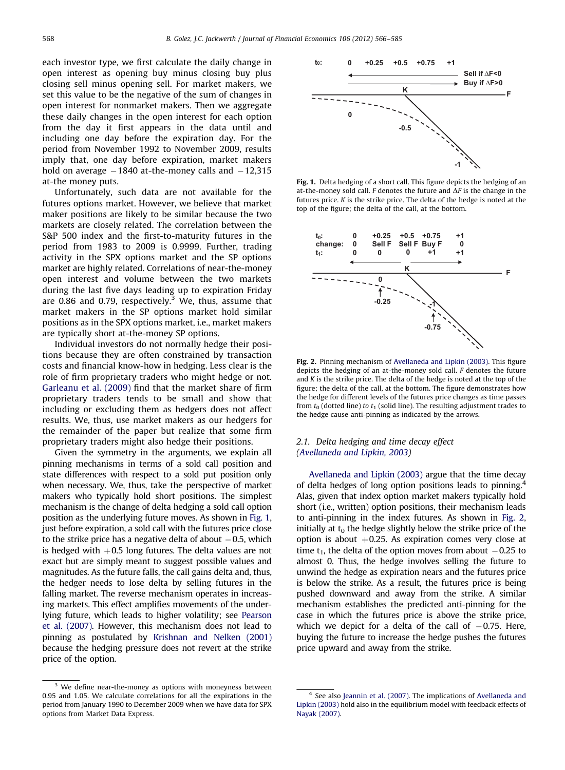each investor type, we first calculate the daily change in open interest as opening buy minus closing buy plus closing sell minus opening sell. For market makers, we set this value to be the negative of the sum of changes in open interest for nonmarket makers. Then we aggregate these daily changes in the open interest for each option from the day it first appears in the data until and including one day before the expiration day. For the period from November 1992 to November 2009, results imply that, one day before expiration, market makers hold on average −1840 at-the-money calls and −12,315 at-the money puts.

Unfortunately, such data are not available for the futures options market. However, we believe that market maker positions are likely to be similar because the two markets are closely related. The correlation between the S&P 500 index and the first-to-maturity futures in the period from 1983 to 2009 is 0.9999. Further, trading activity in the SPX options market and the SP options market are highly related. Correlations of near-the-money open interest and volume between the two markets during the last five days leading up to expiration Friday are 0.86 and 0.79, respectively.[3] We, thus, assume that market makers in the SP options market hold similar positions as in the SPX options market, i.e., market makers are typically short at-the-money SP options.

Individual investors do not normally hedge their positions because they are often constrained by transaction costs and financial know-how in hedging. Less clear is the role of firm proprietary traders who might hedge or not. Garleanu et al. (2009) find that the market share of firm proprietary traders tends to be small and show that including or excluding them as hedgers does not affect results. We, thus, use market makers as our hedgers for the remainder of the paper but realize that some firm proprietary traders might also hedge their positions.

Given the symmetry in the arguments, we explain all pinning mechanisms in terms of a sold call position and state differences with respect to a sold put position only when necessary. We, thus, take the perspective of market makers who typically hold short positions. The simplest mechanism is the change of delta hedging a sold call option position as the underlying future moves. As shown in Fig. 1, just before expiration, a sold call with the futures price close to the strike price has a negative delta of about −0.5, which is hedged with +0.5 long futures. The delta values are not exact but are simply meant to suggest possible values and magnitudes. As the future falls, the call gains delta and, thus, the hedger needs to lose delta by selling futures in the falling market. The reverse mechanism operates in increasing markets. This effect amplifies movements of the underlying future, which leads to higher volatility; see Pearson et al. (2007). However, this mechanism does not lead to pinning as postulated by Krishnan and Nelken (2001) because the hedging pressure does not revert at the strike price of the option.

**Fig. 1.** Delta hedging of a short call. This figure depicts the hedging of an at-the-money sold call. $F$ denotes the future and $\Delta F$ is the change in the futures price. $K$ is the strike price. The delta of the hedge is noted at the top of the figure; the delta of the call, at the bottom.

**Fig. 2.** Pinning mechanism of Avellaneda and Lipkin (2003). This figure depicts the hedging of an at-the-money sold call. $F$ denotes the future and $K$ is the strike price. The delta of the hedge is noted at the top of the figure; the delta of the call, at the bottom. The figure demonstrates how the hedge for different levels of the futures price changes as time passes from $t_0$ (dotted line) to $t_1$ (solid line). The resulting adjustment trades to the hedge cause anti-pinning as indicated by the arrows.

### 2.1. Delta hedging and time decay effect (Avellaneda and Lipkin, 2003)

Avellaneda and Lipkin (2003) argue that the time decay of delta hedges of long option positions leads to pinning.[4] Alas, given that index option market makers typically hold short (i.e., written) option positions, their mechanism leads to anti-pinning in the index futures. As shown in Fig. 2, initially at $t_0$ the hedge slightly below the strike price of the option is about +0.25. As expiration comes very close at time $t_1$, the delta of the option moves from about −0.25 to almost 0. Thus, the hedge involves selling the future to unwind the hedge as expiration nears and the futures price is below the strike. As a result, the futures price is being pushed downward and away from the strike. A similar mechanism establishes the predicted anti-pinning for the case in which the futures price is above the strike price, which we depict for a delta of the call of −0.75. Here, buying the future to increase the hedge pushes the futures price upward and away from the strike.

---

[3] We define near-the-money as options with moneyness between 0.95 and 1.05. We calculate correlations for all the expirations in the period from January 1990 to December 2009 when we have data for SPX options from Market Data Express.

[4] See also Jeannin et al. (2007). The implications of Avellaneda and Lipkin (2003) hold also in the equilibrium model with feedback effects of Nayak (2007).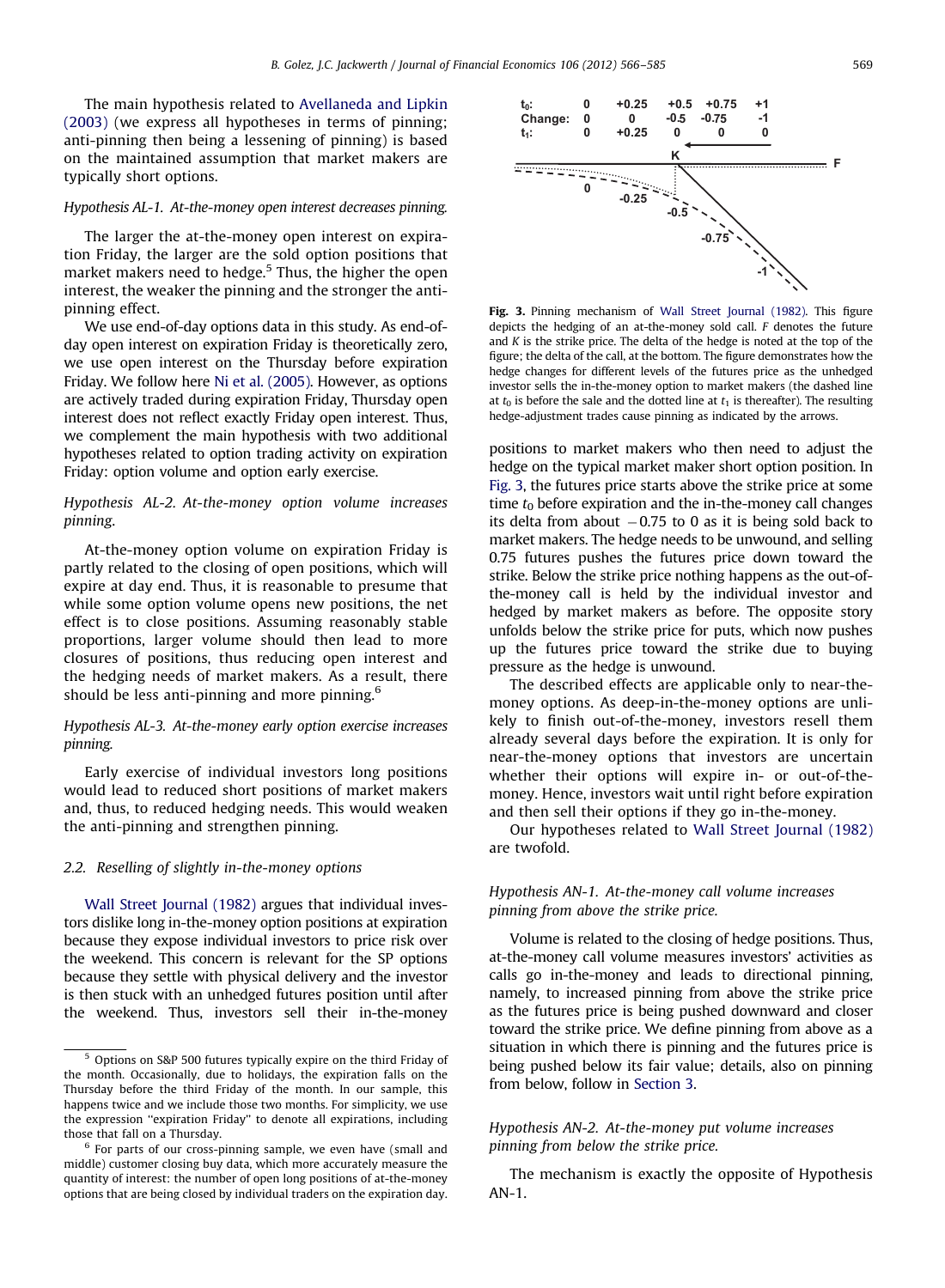The main hypothesis related to Avellaneda and Lipkin (2003) (we express all hypotheses in terms of pinning; anti-pinning then being a lessening of pinning) is based on the maintained assumption that market makers are typically short options.

*Hypothesis AL-1. At-the-money open interest decreases pinning.*

The larger the at-the-money open interest on expiration Friday, the larger are the sold option positions that market makers need to hedge.[5] Thus, the higher the open interest, the weaker the pinning and the stronger the anti-pinning effect.

We use end-of-day options data in this study. As end-of-day open interest on expiration Friday is theoretically zero, we use open interest on the Thursday before expiration Friday. We follow here Ni et al. (2005). However, as options are actively traded during expiration Friday, Thursday open interest does not reflect exactly Friday open interest. Thus, we complement the main hypothesis with two additional hypotheses related to option trading activity on expiration Friday: option volume and option early exercise.

*Hypothesis AL-2. At-the-money option volume increases pinning.*

At-the-money option volume on expiration Friday is partly related to the closing of open positions, which will expire at day end. Thus, it is reasonable to presume that while some option volume opens new positions, the net effect is to close positions. Assuming reasonably stable proportions, larger volume should then lead to more closures of positions, thus reducing open interest and the hedging needs of market makers. As a result, there should be less anti-pinning and more pinning.[6]

*Hypothesis AL-3. At-the-money early option exercise increases pinning.*

Early exercise of individual investors long positions would lead to reduced short positions of market makers and, thus, to reduced hedging needs. This would weaken the anti-pinning and strengthen pinning.

### 2.2. Reselling of slightly in-the-money options

Wall Street Journal (1982) argues that individual investors dislike long in-the-money option positions at expiration because they expose individual investors to price risk over the weekend. This concern is relevant for the SP options because they settle with physical delivery and the investor is then stuck with an unhedged futures position until after the weekend. Thus, investors sell their in-the-money positions to market makers who then need to adjust the hedge on the typical market maker short option position. In Fig. 3, the futures price starts above the strike price at some time $t_0$ before expiration and the in-the-money call changes its delta from about $-0.75$ to 0 as it is being sold back to market makers. The hedge needs to be unwound, and selling 0.75 futures pushes the futures price down toward the strike. Below the strike price nothing happens as the out-of-the-money call is held by the individual investor and hedged by market makers as before. The opposite story unfolds below the strike price for puts, which now pushes up the futures price toward the strike due to buying pressure as the hedge is unwound.

**Fig. 3.** Pinning mechanism of Wall Street Journal (1982). This figure depicts the hedging of an at-the-money sold call. $F$ denotes the future and $K$ is the strike price. The delta of the hedge is noted at the top of the figure; the delta of the call, at the bottom. The figure demonstrates how the hedge changes for different levels of the futures price as the unhedged investor sells the in-the-money option to market makers (the dashed line at $t_0$ is before the sale and the dotted line at $t_1$ is thereafter). The resulting hedge-adjustment trades cause pinning as indicated by the arrows.

The described effects are applicable only to near-the-money options. As deep-in-the-money options are unlikely to finish out-of-the-money, investors resell them already several days before the expiration. It is only for near-the-money options that investors are uncertain whether their options will expire in- or out-of-the-money. Hence, investors wait until right before expiration and then sell their options if they go in-the-money.

Our hypotheses related to Wall Street Journal (1982) are twofold.

*Hypothesis AN-1. At-the-money call volume increases pinning from above the strike price.*

Volume is related to the closing of hedge positions. Thus, at-the-money call volume measures investors' activities as calls go in-the-money and leads to directional pinning, namely, to increased pinning from above the strike price as the futures price is being pushed downward and closer toward the strike price. We define pinning from above as a situation in which there is pinning and the futures price is being pushed below its fair value; details, also on pinning from below, follow in Section 3.

*Hypothesis AN-2. At-the-money put volume increases pinning from below the strike price.*

The mechanism is exactly the opposite of Hypothesis AN-1.

---

[5] Options on S&P 500 futures typically expire on the third Friday of the month. Occasionally, due to holidays, the expiration falls on the Thursday before the third Friday of the month. In our sample, this happens twice and we include those two months. For simplicity, we use the expression "expiration Friday" to denote all expirations, including those that fall on a Thursday.

[6] For parts of our cross-pinning sample, we even have (small and middle) customer closing buy data, which more accurately measure the quantity of interest: the number of open long positions of at-the-money options that are being closed by individual traders on the expiration day.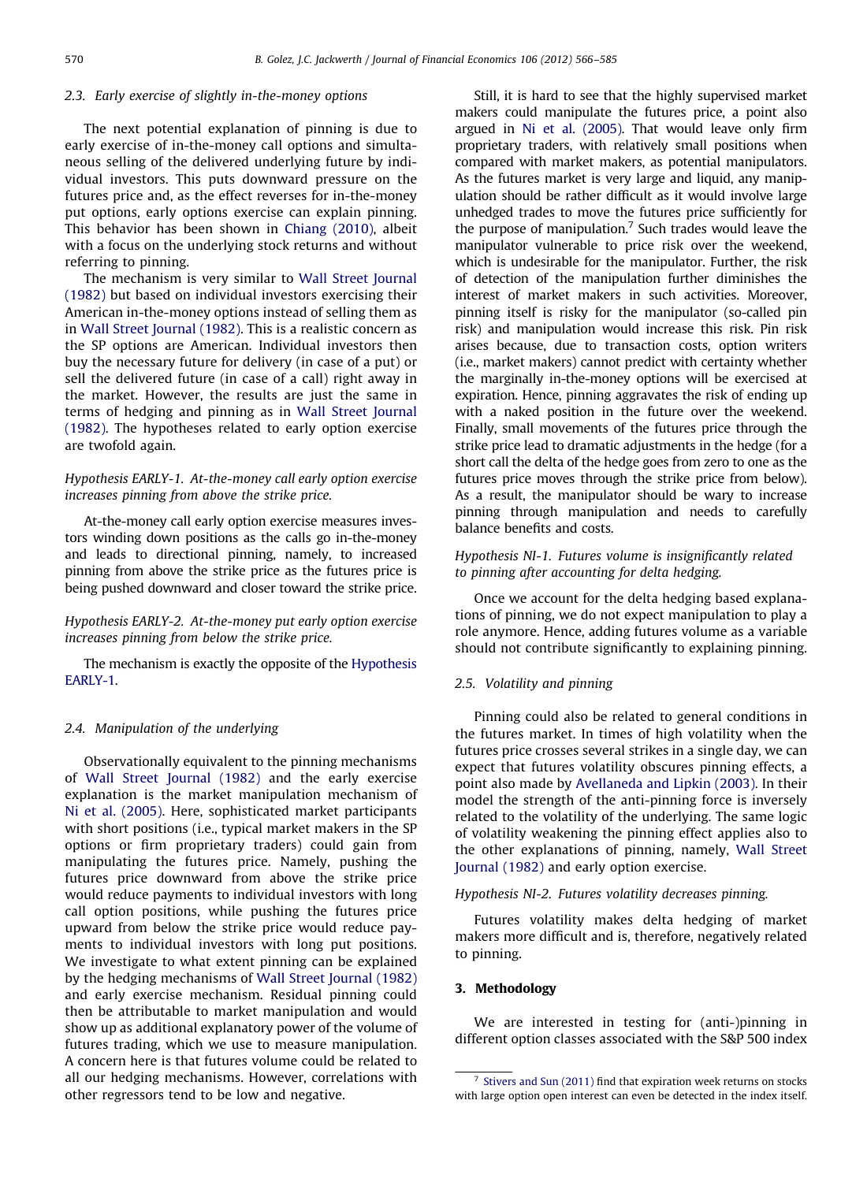### 2.3. Early exercise of slightly in-the-money options

The next potential explanation of pinning is due to early exercise of in-the-money call options and simultaneous selling of the delivered underlying future by individual investors. This puts downward pressure on the futures price and, as the effect reverses for in-the-money put options, early options exercise can explain pinning. This behavior has been shown in Chiang (2010), albeit with a focus on the underlying stock returns and without referring to pinning.

The mechanism is very similar to Wall Street Journal (1982) but based on individual investors exercising their American in-the-money options instead of selling them as in Wall Street Journal (1982). This is a realistic concern as the SP options are American. Individual investors then buy the necessary future for delivery (in case of a put) or sell the delivered future (in case of a call) right away in the market. However, the results are just the same in terms of hedging and pinning as in Wall Street Journal (1982). The hypotheses related to early option exercise are twofold again.

*Hypothesis EARLY-1. At-the-money call early option exercise increases pinning from above the strike price.*

At-the-money call early option exercise measures investors winding down positions as the calls go in-the-money and leads to directional pinning, namely, to increased pinning from above the strike price as the futures price is being pushed downward and closer toward the strike price.

*Hypothesis EARLY-2. At-the-money put early option exercise increases pinning from below the strike price.*

The mechanism is exactly the opposite of the Hypothesis EARLY-1.

### 2.4. Manipulation of the underlying

Observationally equivalent to the pinning mechanisms of Wall Street Journal (1982) and the early exercise explanation is the market manipulation mechanism of Ni et al. (2005). Here, sophisticated market participants with short positions (i.e., typical market makers in the SP options or firm proprietary traders) could gain from manipulating the futures price. Namely, pushing the futures price downward from above the strike price would reduce payments to individual investors with long call option positions, while pushing the futures price upward from below the strike price would reduce payments to individual investors with long put positions. We investigate to what extent pinning can be explained by the hedging mechanisms of Wall Street Journal (1982) and early exercise mechanism. Residual pinning could then be attributable to market manipulation and would show up as additional explanatory power of the volume of futures trading, which we use to measure manipulation. A concern here is that futures volume could be related to all our hedging mechanisms. However, correlations with other regressors tend to be low and negative.

Still, it is hard to see that the highly supervised market makers could manipulate the futures price, a point also argued in Ni et al. (2005). That would leave only firm proprietary traders, with relatively small positions when compared with market makers, as potential manipulators. As the futures market is very large and liquid, any manipulation should be rather difficult as it would involve large unhedged trades to move the futures price sufficiently for the purpose of manipulation.[7] Such trades would leave the manipulator vulnerable to price risk over the weekend, which is undesirable for the manipulator. Further, the risk of detection of the manipulation further diminishes the interest of market makers in such activities. Moreover, pinning itself is risky for the manipulator (so-called pin risk) and manipulation would increase this risk. Pin risk arises because, due to transaction costs, option writers (i.e., market makers) cannot predict with certainty whether the marginally in-the-money options will be exercised at expiration. Hence, pinning aggravates the risk of ending up with a naked position in the future over the weekend. Finally, small movements of the futures price through the strike price lead to dramatic adjustments in the hedge (for a short call the delta of the hedge goes from zero to one as the futures price moves through the strike price from below). As a result, the manipulator should be wary to increase pinning through manipulation and needs to carefully balance benefits and costs.

*Hypothesis NI-1. Futures volume is insignificantly related to pinning after accounting for delta hedging.*

Once we account for the delta hedging based explanations of pinning, we do not expect manipulation to play a role anymore. Hence, adding futures volume as a variable should not contribute significantly to explaining pinning.

### 2.5. Volatility and pinning

Pinning could also be related to general conditions in the futures market. In times of high volatility when the futures price crosses several strikes in a single day, we can expect that futures volatility obscures pinning effects, a point also made by Avellaneda and Lipkin (2003). In their model the strength of the anti-pinning force is inversely related to the volatility of the underlying. The same logic of volatility weakening the pinning effect applies also to the other explanations of pinning, namely, Wall Street Journal (1982) and early option exercise.

*Hypothesis NI-2. Futures volatility decreases pinning.*

Futures volatility makes delta hedging of market makers more difficult and is, therefore, negatively related to pinning.

## 3. Methodology

We are interested in testing for (anti-)pinning in different option classes associated with the S&P 500 index

---

[7] Stivers and Sun (2011) find that expiration week returns on stocks with large option open interest can even be detected in the index itself.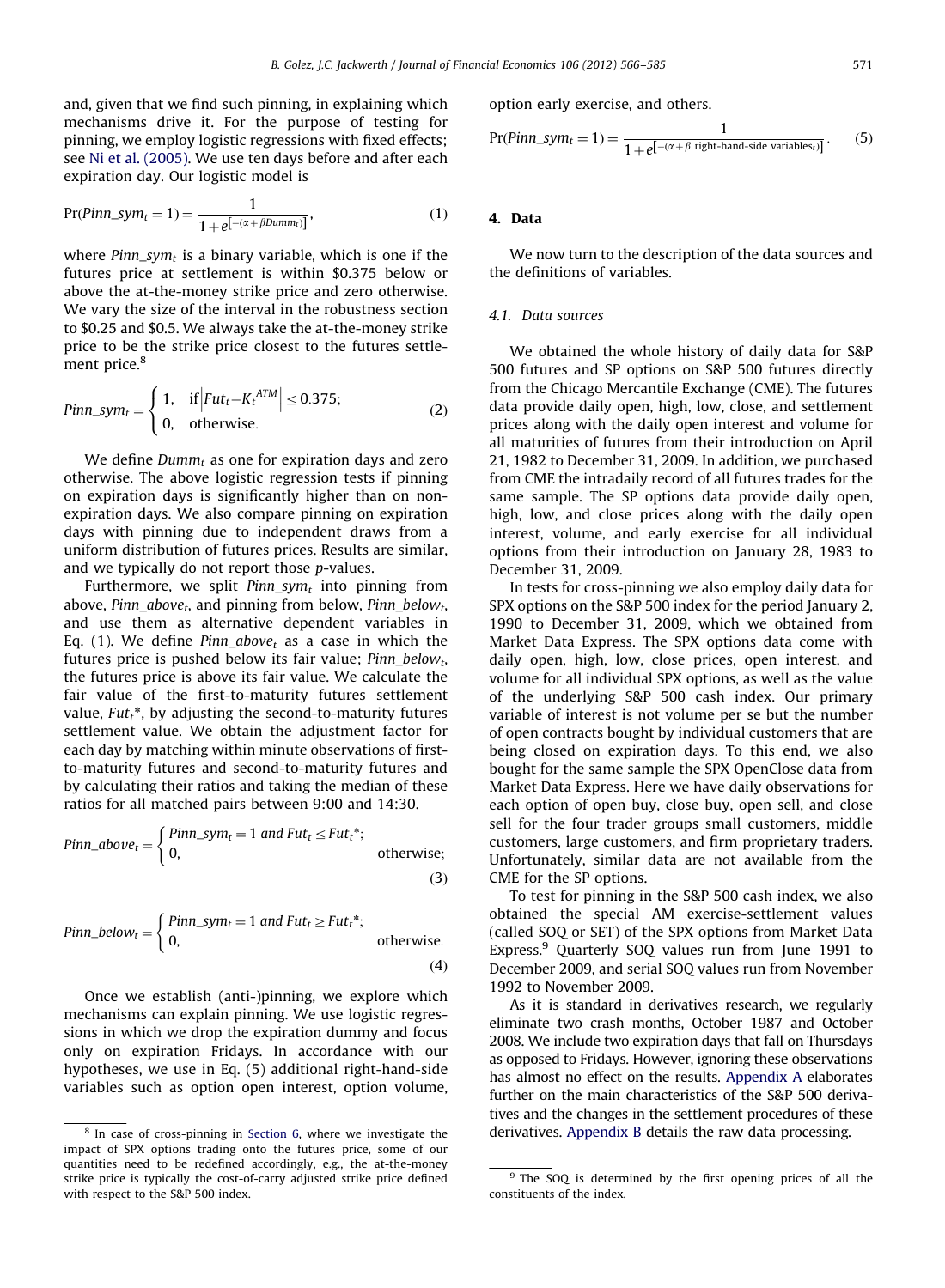and, given that we find such pinning, in explaining which mechanisms drive it. For the purpose of testing for pinning, we employ logistic regressions with fixed effects; see Ni et al. (2005). We use ten days before and after each expiration day. Our logistic model is

$$\Pr(Pinn\_sym_t = 1) = \frac{1}{1 + e^{[-(\alpha + \beta Dumm_t)]}}, \tag{1}$$

where $Pinn\_sym_t$ is a binary variable, which is one if the futures price at settlement is within \$0.375 below or above the at-the-money strike price and zero otherwise. We vary the size of the interval in the robustness section to \$0.25 and \$0.5. We always take the at-the-money strike price to be the strike price closest to the futures settlement price.[8]

$$Pinn\_sym_t = \begin{cases} 1, & \text{if} \left| Fut_t - K_t^{ATM} \right| \leq 0.375; \\ 0, & \text{otherwise}. \end{cases} \tag{2}$$

We define $Dumm_t$ as one for expiration days and zero otherwise. The above logistic regression tests if pinning on expiration days is significantly higher than on non-expiration days. We also compare pinning on expiration days with pinning due to independent draws from a uniform distribution of futures prices. Results are similar, and we typically do not report those $p$-values.

Furthermore, we split $Pinn\_sym_t$ into pinning from above, $Pinn\_above_t$, and pinning from below, $Pinn\_below_t$, and use them as alternative dependent variables in Eq. (1). We define $Pinn\_above_t$ as a case in which the futures price is pushed below its fair value; $Pinn\_below_t$, the futures price is above its fair value. We calculate the fair value of the first-to-maturity futures settlement value, $Fut_t^*$, by adjusting the second-to-maturity futures settlement value. We obtain the adjustment factor for each day by matching within minute observations of first-to-maturity futures and second-to-maturity futures and by calculating their ratios and taking the median of these ratios for all matched pairs between 9:00 and 14:30.

$$Pinn\_above_t = \begin{cases} Pinn\_sym_t = 1 \text{ and } Fut_t \leq Fut_t^*; \\ 0, \quad\quad\quad\quad\quad\quad\quad\quad\quad\quad \text{otherwise}; \end{cases} \tag{3}$$

$$Pinn\_below_t = \begin{cases} Pinn\_sym_t = 1 \text{ and } Fut_t \geq Fut_t^*; \\ 0, \quad\quad\quad\quad\quad\quad\quad\quad\quad\quad \text{otherwise}. \end{cases} \tag{4}$$

Once we establish (anti-)pinning, we explore which mechanisms can explain pinning. We use logistic regressions in which we drop the expiration dummy and focus only on expiration Fridays. In accordance with our hypotheses, we use in Eq. (5) additional right-hand-side variables such as option open interest, option volume, option early exercise, and others.

$$\Pr(Pinn\_sym_t = 1) = \frac{1}{1 + e^{[-(\alpha + \beta \text{ right-hand-side variables}_t)]}}. \tag{5}$$

## 4. Data

We now turn to the description of the data sources and the definitions of variables.

### 4.1. Data sources

We obtained the whole history of daily data for S&P 500 futures and SP options on S&P 500 futures directly from the Chicago Mercantile Exchange (CME). The futures data provide daily open, high, low, close, and settlement prices along with the daily open interest and volume for all maturities of futures from their introduction on April 21, 1982 to December 31, 2009. In addition, we purchased from CME the intradaily record of all futures trades for the same sample. The SP options data provide daily open, high, low, and close prices along with the daily open interest, volume, and early exercise for all individual options from their introduction on January 28, 1983 to December 31, 2009.

In tests for cross-pinning we also employ daily data for SPX options on the S&P 500 index for the period January 2, 1990 to December 31, 2009, which we obtained from Market Data Express. The SPX options data come with daily open, high, low, close prices, open interest, and volume for all individual SPX options, as well as the value of the underlying S&P 500 cash index. Our primary variable of interest is not volume per se but the number of open contracts bought by individual customers that are being closed on expiration days. To this end, we also bought for the same sample the SPX OpenClose data from Market Data Express. Here we have daily observations for each option of open buy, close buy, open sell, and close sell for the four trader groups small customers, middle customers, large customers, and firm proprietary traders. Unfortunately, similar data are not available from the CME for the SP options.

To test for pinning in the S&P 500 cash index, we also obtained the special AM exercise-settlement values (called SOQ or SET) of the SPX options from Market Data Express.[9] Quarterly SOQ values run from June 1991 to December 2009, and serial SOQ values run from November 1992 to November 2009.

As it is standard in derivatives research, we regularly eliminate two crash months, October 1987 and October 2008. We include two expiration days that fall on Thursdays as opposed to Fridays. However, ignoring these observations has almost no effect on the results. Appendix A elaborates further on the main characteristics of the S&P 500 derivatives and the changes in the settlement procedures of these derivatives. Appendix B details the raw data processing.

---

[8] In case of cross-pinning in Section 6, where we investigate the impact of SPX options trading onto the futures price, some of our quantities need to be redefined accordingly, e.g., the at-the-money strike price is typically the cost-of-carry adjusted strike price defined with respect to the S&P 500 index.

[9] The SOQ is determined by the first opening prices of all the constituents of the index.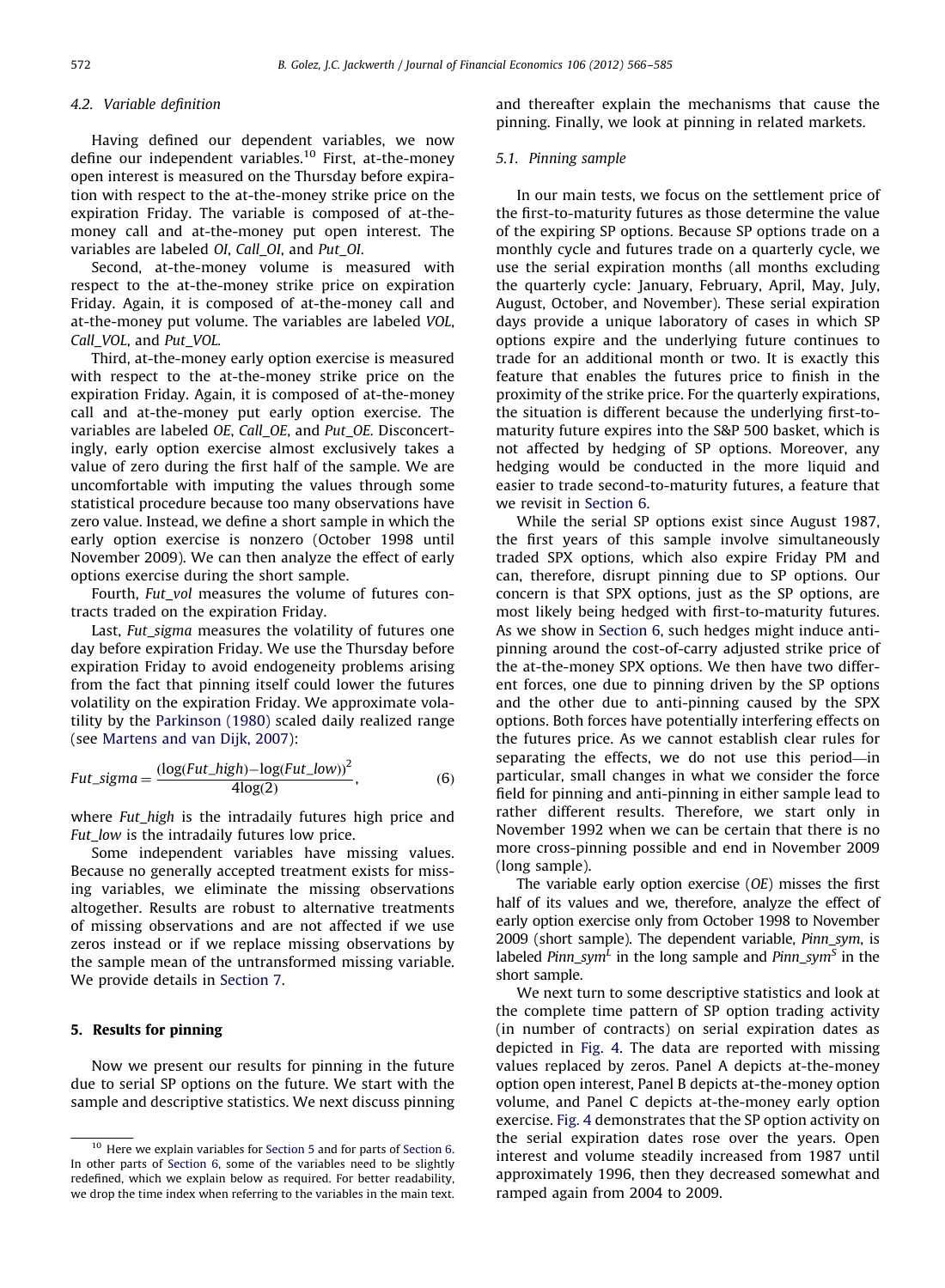### 4.2. Variable definition

Having defined our dependent variables, we now define our independent variables.[10] First, at-the-money open interest is measured on the Thursday before expiration with respect to the at-the-money strike price on the expiration Friday. The variable is composed of at-the-money call and at-the-money put open interest. The variables are labeled *OI*, *Call_OI*, and *Put_OI*.

Second, at-the-money volume is measured with respect to the at-the-money strike price on expiration Friday. Again, it is composed of at-the-money call and at-the-money put volume. The variables are labeled *VOL*, *Call_VOL*, and *Put_VOL*.

Third, at-the-money early option exercise is measured with respect to the at-the-money strike price on the expiration Friday. Again, it is composed of at-the-money call and at-the-money put early option exercise. The variables are labeled *OE*, *Call_OE*, and *Put_OE*. Disconcertingly, early option exercise almost exclusively takes a value of zero during the first half of the sample. We are uncomfortable with imputing the values through some statistical procedure because too many observations have zero value. Instead, we define a short sample in which the early option exercise is nonzero (October 1998 until November 2009). We can then analyze the effect of early options exercise during the short sample.

Fourth, *Fut_vol* measures the volume of futures contracts traded on the expiration Friday.

Last, *Fut_sigma* measures the volatility of futures one day before expiration Friday. We use the Thursday before expiration Friday to avoid endogeneity problems arising from the fact that pinning itself could lower the futures volatility on the expiration Friday. We approximate volatility by the Parkinson (1980) scaled daily realized range (see Martens and van Dijk, 2007):

$$Fut\_sigma = \frac{(\log(Fut\_high) - \log(Fut\_low))^2}{4\log(2)}, \qquad (6)$$

where *Fut_high* is the intradaily futures high price and *Fut_low* is the intradaily futures low price.

Some independent variables have missing values. Because no generally accepted treatment exists for missing variables, we eliminate the missing observations altogether. Results are robust to alternative treatments of missing observations and are not affected if we use zeros instead or if we replace missing observations by the sample mean of the untransformed missing variable. We provide details in Section 7.

## 5. Results for pinning

Now we present our results for pinning in the future due to serial SP options on the future. We start with the sample and descriptive statistics. We next discuss pinning and thereafter explain the mechanisms that cause the pinning. Finally, we look at pinning in related markets.

### 5.1. Pinning sample

In our main tests, we focus on the settlement price of the first-to-maturity futures as those determine the value of the expiring SP options. Because SP options trade on a monthly cycle and futures trade on a quarterly cycle, we use the serial expiration months (all months excluding the quarterly cycle: January, February, April, May, July, August, October, and November). These serial expiration days provide a unique laboratory of cases in which SP options expire and the underlying future continues to trade for an additional month or two. It is exactly this feature that enables the futures price to finish in the proximity of the strike price. For the quarterly expirations, the situation is different because the underlying first-to-maturity future expires into the S&P 500 basket, which is not affected by hedging of SP options. Moreover, any hedging would be conducted in the more liquid and easier to trade second-to-maturity futures, a feature that we revisit in Section 6.

While the serial SP options exist since August 1987, the first years of this sample involve simultaneously traded SPX options, which also expire Friday PM and can, therefore, disrupt pinning due to SP options. Our concern is that SPX options, just as the SP options, are most likely being hedged with first-to-maturity futures. As we show in Section 6, such hedges might induce anti-pinning around the cost-of-carry adjusted strike price of the at-the-money SPX options. We then have two different forces, one due to pinning driven by the SP options and the other due to anti-pinning caused by the SPX options. Both forces have potentially interfering effects on the futures price. As we cannot establish clear rules for separating the effects, we do not use this period—in particular, small changes in what we consider the force field for pinning and anti-pinning in either sample lead to rather different results. Therefore, we start only in November 1992 when we can be certain that there is no more cross-pinning possible and end in November 2009 (long sample).

The variable early option exercise (*OE*) misses the first half of its values and we, therefore, analyze the effect of early option exercise only from October 1998 to November 2009 (short sample). The dependent variable, *Pinn_sym*, is labeled $Pinn\_sym^L$ in the long sample and $Pinn\_sym^S$ in the short sample.

We next turn to some descriptive statistics and look at the complete time pattern of SP option trading activity (in number of contracts) on serial expiration dates as depicted in Fig. 4. The data are reported with missing values replaced by zeros. Panel A depicts at-the-money option open interest, Panel B depicts at-the-money option volume, and Panel C depicts at-the-money early option exercise. Fig. 4 demonstrates that the SP option activity on the serial expiration dates rose over the years. Open interest and volume steadily increased from 1987 until approximately 1996, then they decreased somewhat and ramped again from 2004 to 2009.

[10] Here we explain variables for Section 5 and for parts of Section 6. In other parts of Section 6, some of the variables need to be slightly redefined, which we explain below as required. For better readability, we drop the time index when referring to the variables in the main text.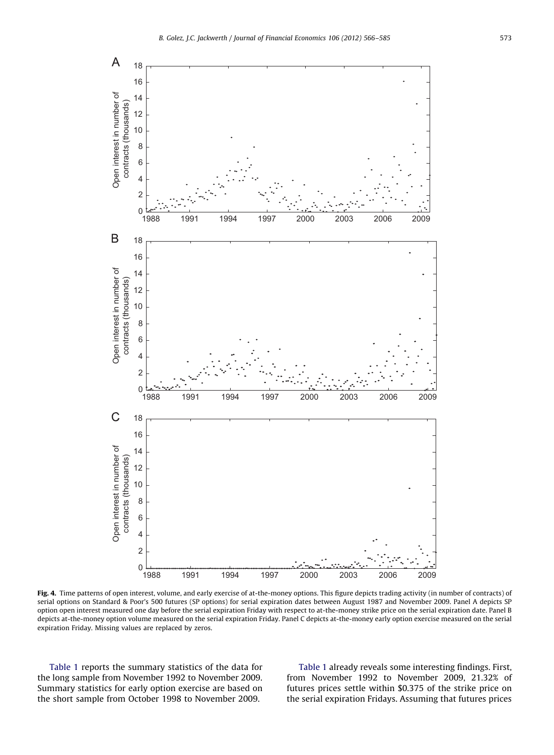**Fig. 4.** Time patterns of open interest, volume, and early exercise of at-the-money options. This figure depicts trading activity (in number of contracts) of serial options on Standard & Poor's 500 futures (SP options) for serial expiration dates between August 1987 and November 2009. Panel A depicts SP option open interest measured one day before the serial expiration Friday with respect to at-the-money strike price on the serial expiration date. Panel B depicts at-the-money option volume measured on the serial expiration Friday. Panel C depicts at-the-money early option exercise measured on the serial expiration Friday. Missing values are replaced by zeros.

Table 1 reports the summary statistics of the data for the long sample from November 1992 to November 2009. Summary statistics for early option exercise are based on the short sample from October 1998 to November 2009.

Table 1 already reveals some interesting findings. First, from November 1992 to November 2009, 21.32% of futures prices settle within \$0.375 of the strike price on the serial expiration Fridays. Assuming that futures prices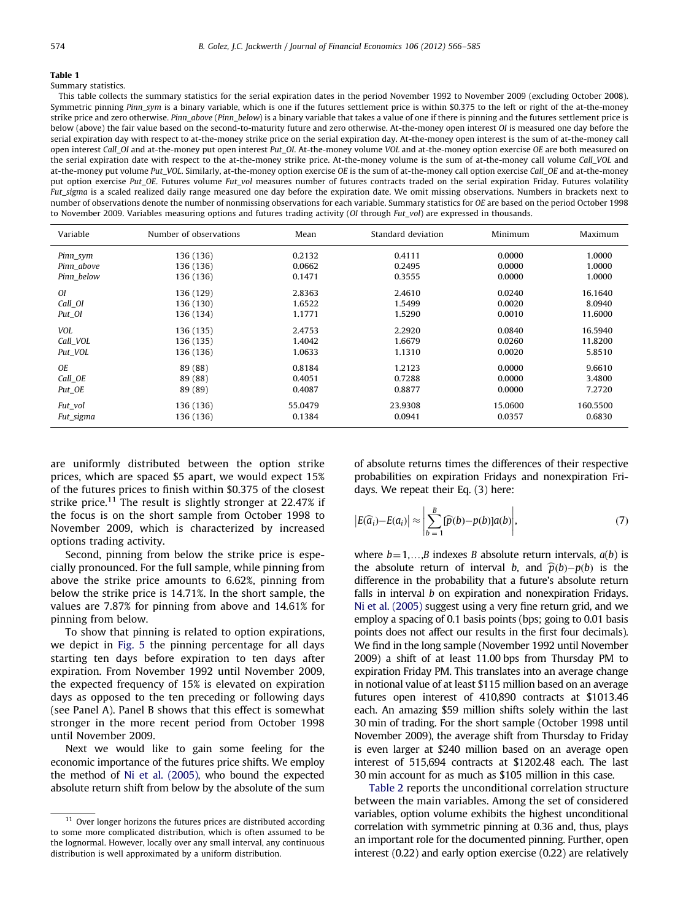**Table 1**

Summary statistics.

This table collects the summary statistics for the serial expiration dates in the period November 1992 to November 2009 (excluding October 2008). Symmetric pinning *Pinn_sym* is a binary variable, which is one if the futures settlement price is within \$0.375 to the left or right of the at-the-money strike price and zero otherwise. *Pinn_above* (*Pinn_below*) is a binary variable that takes a value of one if there is pinning and the futures settlement price is below (above) the fair value based on the second-to-maturity future and zero otherwise. At-the-money open interest *OI* is measured one day before the serial expiration day with respect to at-the-money strike price on the serial expiration day. At-the-money open interest is the sum of at-the-money call option open interest *Call_OI* and at-the-money put open interest *Put_OI*. At-the-money volume *VOL* and at-the-money option exercise *OE* are both measured on the serial expiration date with respect to the at-the-money strike price. At-the-money volume is the sum of at-the-money call volume *Call_VOL* and at-the-money put volume *Put_VOL*. Similarly, at-the-money option exercise *OE* is the sum of at-the-money call option exercise *Call_OE* and at-the-money put option exercise *Put_OE*. Futures volume *Fut_vol* measures number of futures contracts traded on the serial expiration Friday. Futures volatility *Fut_sigma* is a scaled realized daily range measured one day before the expiration date. We omit missing observations. Numbers in brackets next to number of observations denote the number of nonmissing observations for each variable. Summary statistics for *OE* are based on the period October 1998 to November 2009. Variables measuring options and futures trading activity (*OI* through *Fut_vol*) are expressed in thousands.

| Variable | Number of observations | Mean | Standard deviation | Minimum | Maximum |
|---|---|---|---|---|---|
| *Pinn_sym* | 136 (136) | 0.2132 | 0.4111 | 0.0000 | 1.0000 |
| *Pinn_above* | 136 (136) | 0.0662 | 0.2495 | 0.0000 | 1.0000 |
| *Pinn_below* | 136 (136) | 0.1471 | 0.3555 | 0.0000 | 1.0000 |
| *OI* | 136 (129) | 2.8363 | 2.4610 | 0.0240 | 16.1640 |
| *Call_OI* | 136 (130) | 1.6522 | 1.5499 | 0.0020 | 8.0940 |
| *Put_OI* | 136 (134) | 1.1771 | 1.5290 | 0.0010 | 11.6000 |
| *VOL* | 136 (135) | 2.4753 | 2.2920 | 0.0840 | 16.5940 |
| *Call_VOL* | 136 (135) | 1.4042 | 1.6679 | 0.0260 | 11.8200 |
| *Put_VOL* | 136 (136) | 1.0633 | 1.1310 | 0.0020 | 5.8510 |
| *OE* | 89 (88) | 0.8184 | 1.2123 | 0.0000 | 9.6610 |
| *Call_OE* | 89 (88) | 0.4051 | 0.7288 | 0.0000 | 3.4800 |
| *Put_OE* | 89 (89) | 0.4087 | 0.8877 | 0.0000 | 7.2720 |
| *Fut_vol* | 136 (136) | 55.0479 | 23.9308 | 15.0600 | 160.5500 |
| *Fut_sigma* | 136 (136) | 0.1384 | 0.0941 | 0.0357 | 0.6830 |

are uniformly distributed between the option strike prices, which are spaced \$5 apart, we would expect 15% of the futures prices to finish within \$0.375 of the closest strike price.[11] The result is slightly stronger at 22.47% if the focus is on the short sample from October 1998 to November 2009, which is characterized by increased options trading activity.

Second, pinning from below the strike price is especially pronounced. For the full sample, while pinning from above the strike price amounts to 6.62%, pinning from below the strike price is 14.71%. In the short sample, the values are 7.87% for pinning from above and 14.61% for pinning from below.

To show that pinning is related to option expirations, we depict in Fig. 5 the pinning percentage for all days starting ten days before expiration to ten days after expiration. From November 1992 until November 2009, the expected frequency of 15% is elevated on expiration days as opposed to the ten preceding or following days (see Panel A). Panel B shows that this effect is somewhat stronger in the more recent period from October 1998 until November 2009.

Next we would like to gain some feeling for the economic importance of the futures price shifts. We employ the method of Ni et al. (2005), who bound the expected absolute return shift from below by the absolute of the sum of absolute returns times the differences of their respective probabilities on expiration Fridays and nonexpiration Fridays. We repeat their Eq. (3) here:

$$|E(\widehat{a}_i)-E(a_i)| \approx \left|\sum_{b=1}^{B}[\widehat{p}(b)-p(b)]a(b)\right|, \tag{7}$$

where $b=1,\ldots,B$ indexes $B$ absolute return intervals, $a(b)$ is the absolute return of interval $b$, and $\widehat{p}(b)-p(b)$ is the difference in the probability that a future's absolute return falls in interval $b$ on expiration and nonexpiration Fridays. Ni et al. (2005) suggest using a very fine return grid, and we employ a spacing of 0.1 basis points (bps; going to 0.01 basis points does not affect our results in the first four decimals). We find in the long sample (November 1992 until November 2009) a shift of at least 11.00 bps from Thursday PM to expiration Friday PM. This translates into an average change in notional value of at least \$115 million based on an average futures open interest of 410,890 contracts at \$1013.46 each. An amazing \$59 million shifts solely within the last 30 min of trading. For the short sample (October 1998 until November 2009), the average shift from Thursday to Friday is even larger at \$240 million based on an average open interest of 515,694 contracts at \$1202.48 each. The last 30 min account for as much as \$105 million in this case.

Table 2 reports the unconditional correlation structure between the main variables. Among the set of considered variables, option volume exhibits the highest unconditional correlation with symmetric pinning at 0.36 and, thus, plays an important role for the documented pinning. Further, open interest (0.22) and early option exercise (0.22) are relatively

[11] Over longer horizons the futures prices are distributed according to some more complicated distribution, which is often assumed to be the lognormal. However, locally over any small interval, any continuous distribution is well approximated by a uniform distribution.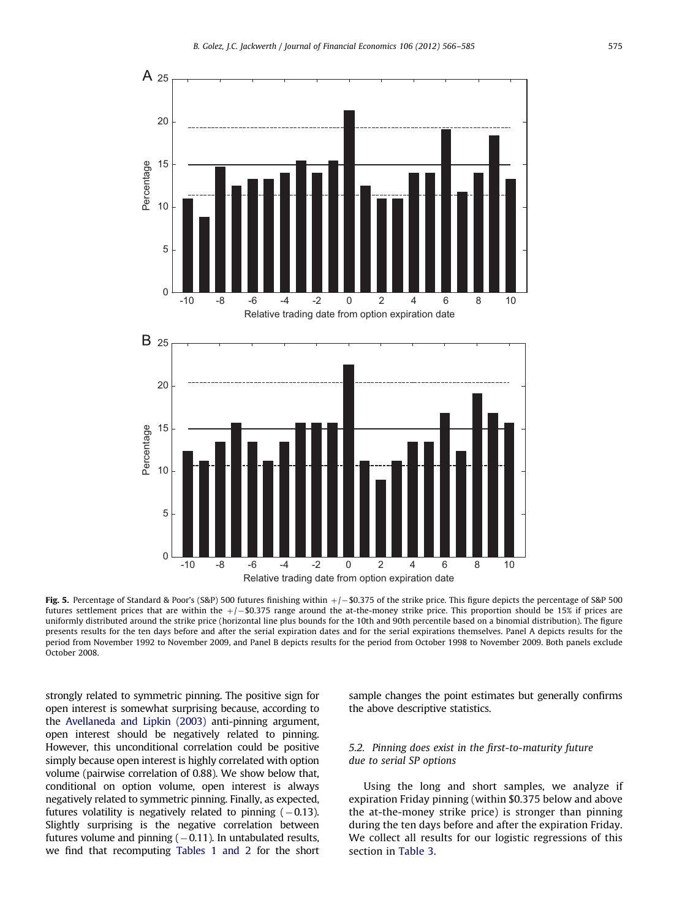Fig. 5. Percentage of Standard & Poor's (S&P) 500 futures finishing within +/−$0.375 of the strike price. This figure depicts the percentage of S&P 500 futures settlement prices that are within the +/−$0.375 range around the at-the-money strike price. This proportion should be 15% if prices are uniformly distributed around the strike price (horizontal line plus bounds for the 10th and 90th percentile based on a binomial distribution). The figure presents results for the ten days before and after the serial expiration dates and for the serial expirations themselves. Panel A depicts results for the period from November 1992 to November 2009, and Panel B depicts results for the period from October 1998 to November 2009. Both panels exclude October 2008.

strongly related to symmetric pinning. The positive sign for open interest is somewhat surprising because, according to the Avellaneda and Lipkin (2003) anti-pinning argument, open interest should be negatively related to pinning. However, this unconditional correlation could be positive simply because open interest is highly correlated with option volume (pairwise correlation of 0.88). We show below that, conditional on option volume, open interest is always negatively related to symmetric pinning. Finally, as expected, futures volatility is negatively related to pinning (−0.13). Slightly surprising is the negative correlation between futures volume and pinning (−0.11). In untabulated results, we find that recomputing Tables 1 and 2 for the short sample changes the point estimates but generally confirms the above descriptive statistics.

### 5.2. Pinning does exist in the first-to-maturity future due to serial SP options

Using the long and short samples, we analyze if expiration Friday pinning (within $0.375 below and above the at-the-money strike price) is stronger than pinning during the ten days before and after the expiration Friday. We collect all results for our logistic regressions of this section in Table 3.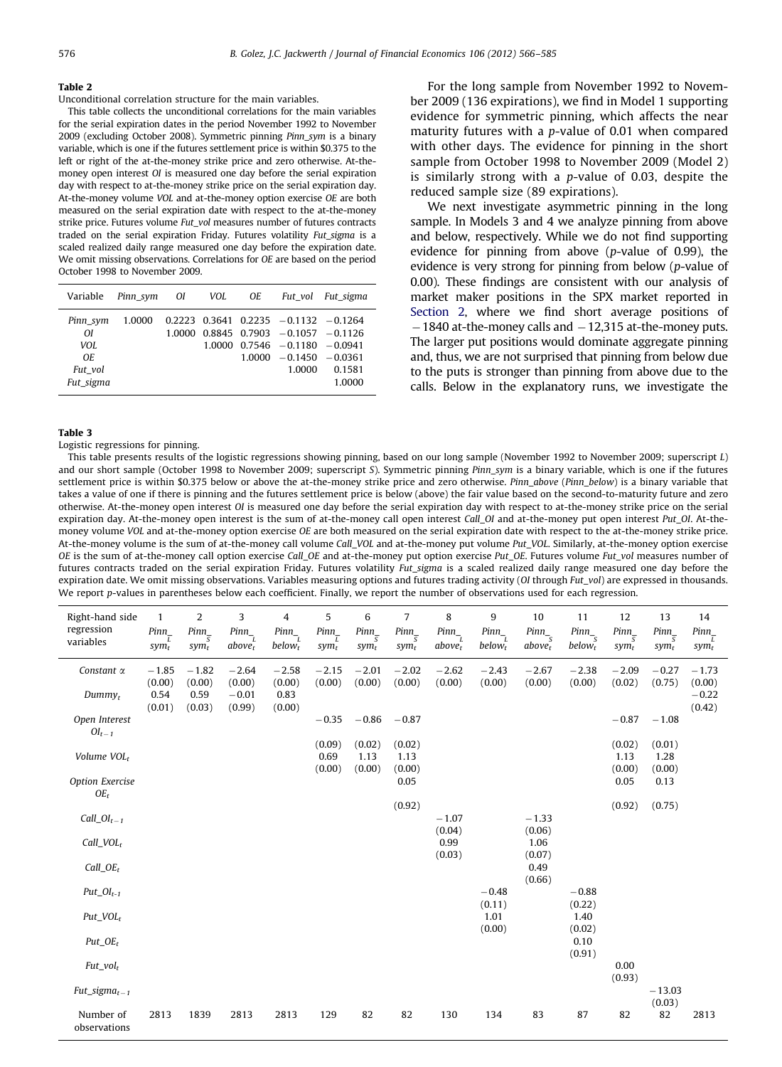**Table 2**

Unconditional correlation structure for the main variables.

This table collects the unconditional correlations for the main variables for the serial expiration dates in the period November 1992 to November 2009 (excluding October 2008). Symmetric pinning *Pinn_sym* is a binary variable, which is one if the futures settlement price is within \$0.375 to the left or right of the at-the-money strike price and zero otherwise. At-the-money open interest *OI* is measured one day before the serial expiration day with respect to at-the-money strike price on the serial expiration day. At-the-money volume *VOL* and at-the-money option exercise *OE* are both measured on the serial expiration date with respect to the at-the-money strike price. Futures volume *Fut_vol* measures number of futures contracts traded on the serial expiration Friday. Futures volatility *Fut_sigma* is a scaled realized daily range measured one day before the expiration date. We omit missing observations. Correlations for *OE* are based on the period October 1998 to November 2009.

| Variable | Pinn_sym | OI | VOL | OE | Fut_vol | Fut_sigma |
|---|---|---|---|---|---|---|
| *Pinn_sym* | 1.0000 | 0.2223 | 0.3641 | 0.2235 | −0.1132 | −0.1264 |
| *OI* | | 1.0000 | 0.8845 | 0.7903 | −0.1057 | −0.1126 |
| *VOL* | | | 1.0000 | 0.7546 | −0.1180 | −0.0941 |
| *OE* | | | | 1.0000 | −0.1450 | −0.0361 |
| *Fut_vol* | | | | | 1.0000 | 0.1581 |
| *Fut_sigma* | | | | | | 1.0000 |

For the long sample from November 1992 to November 2009 (136 expirations), we find in Model 1 supporting evidence for symmetric pinning, which affects the near maturity futures with a *p*-value of 0.01 when compared with other days. The evidence for pinning in the short sample from October 1998 to November 2009 (Model 2) is similarly strong with a *p*-value of 0.03, despite the reduced sample size (89 expirations).

We next investigate asymmetric pinning in the long sample. In Models 3 and 4 we analyze pinning from above and below, respectively. While we do not find supporting evidence for pinning from above (*p*-value of 0.99), the evidence is very strong for pinning from below (*p*-value of 0.00). These findings are consistent with our analysis of market maker positions in the SPX market reported in Section 2, where we find short average positions of −1840 at-the-money calls and −12,315 at-the-money puts. The larger put positions would dominate aggregate pinning and, thus, we are not surprised that pinning from below due to the puts is stronger than pinning from above due to the calls. Below in the explanatory runs, we investigate the

**Table 3**

Logistic regressions for pinning.

This table presents results of the logistic regressions showing pinning, based on our long sample (November 1992 to November 2009; superscript *L*) and our short sample (October 1998 to November 2009; superscript *S*). Symmetric pinning *Pinn_sym* is a binary variable, which is one if the futures settlement price is within \$0.375 below or above the at-the-money strike price and zero otherwise. *Pinn_above* (*Pinn_below*) is a binary variable that takes a value of one if there is pinning and the futures settlement price is below (above) the fair value based on the second-to-maturity future and zero otherwise. At-the-money open interest *OI* is measured one day before the serial expiration day with respect to at-the-money strike price on the serial expiration day. At-the-money open interest is the sum of at-the-money call open interest *Call_OI* and at-the-money put open interest *Put_OI*. At-the-money volume *VOL* and at-the-money option exercise *OE* are both measured on the serial expiration date with respect to the at-the-money strike price. At-the-money volume is the sum of at-the-money call volume *Call_VOL* and at-the-money put volume *Put_VOL*. Similarly, at-the-money option exercise *OE* is the sum of at-the-money call option exercise *Call_OE* and at-the-money put option exercise *Put_OE*. Futures volume *Fut_vol* measures number of futures contracts traded on the serial expiration Friday. Futures volatility *Fut_sigma* is a scaled realized daily range measured one day before the expiration date. We omit missing observations. Variables measuring options and futures trading activity (*OI* through *Fut_vol*) are expressed in thousands. We report *p*-values in parentheses below each coefficient. Finally, we report the number of observations used for each regression.

| Right-hand side regression variables | 1 $Pinn\_sym^L_t$ | 2 $Pinn\_sym^S_t$ | 3 $Pinn\_above^L_t$ | 4 $Pinn\_below^L_t$ | 5 $Pinn\_sym^L_t$ | 6 $Pinn\_sym^S_t$ | 7 $Pinn\_sym^S_t$ | 8 $Pinn\_above^L_t$ | 9 $Pinn\_below^L_t$ | 10 $Pinn\_above^S_t$ | 11 $Pinn\_below^S_t$ | 12 $Pinn\_sym^S_t$ | 13 $Pinn\_sym^S_t$ | 14 $Pinn\_sym^L_t$ |
|---|---|---|---|---|---|---|---|---|---|---|---|---|---|---|
| *Constant* $\alpha$ | −1.85 | −1.82 | −2.64 | −2.58 | −2.15 | −2.01 | −2.02 | −2.62 | −2.43 | −2.67 | −2.38 | −2.09 | −0.27 | −1.73 |
| | (0.00) | (0.00) | (0.00) | (0.00) | (0.00) | (0.00) | (0.00) | (0.00) | (0.00) | (0.00) | (0.00) | (0.02) | (0.75) | (0.00) |
| $Dummy_t$ | 0.54 | 0.59 | −0.01 | 0.83 | | | | | | | | | | −0.22 |
| | (0.01) | (0.03) | (0.99) | (0.00) | | | | | | | | | | (0.42) |
| *Open Interest* $OI_{t-1}$ | | | | | −0.35 | −0.86 | −0.87 | | | | | −0.87 | −1.08 | |
| | | | | | (0.09) | (0.02) | (0.02) | | | | | (0.02) | (0.01) | |
| *Volume* $VOL_t$ | | | | | 0.69 | 1.13 | 1.13 | | | | | 1.13 | 1.28 | |
| | | | | | (0.00) | (0.00) | (0.00) | | | | | (0.00) | (0.00) | |
| *Option Exercise* $OE_t$ | | | | | | | 0.05 | | | | | 0.05 | 0.13 | |
| | | | | | | | (0.92) | | | | | (0.92) | (0.75) | |
| $Call\_OI_{t-1}$ | | | | | | | | −1.07 | | −1.33 | | | | |
| | | | | | | | | (0.04) | | (0.06) | | | | |
| $Call\_VOL_t$ | | | | | | | | 0.99 | | 1.06 | | | | |
| | | | | | | | | (0.03) | | (0.07) | | | | |
| $Call\_OE_t$ | | | | | | | | | | 0.49 | | | | |
| | | | | | | | | | | (0.66) | | | | |
| $Put\_OI_{t-1}$ | | | | | | | | | −0.48 | | −0.88 | | | |
| | | | | | | | | | (0.11) | | (0.22) | | | |
| $Put\_VOL_t$ | | | | | | | | | 1.01 | | 1.40 | | | |
| | | | | | | | | | (0.00) | | (0.02) | | | |
| $Put\_OE_t$ | | | | | | | | | | | 0.10 | | | |
| | | | | | | | | | | | (0.91) | | | |
| $Fut\_vol_t$ | | | | | | | | | | | | 0.00 | | |
| | | | | | | | | | | | | (0.93) | | |
| $Fut\_sigma_{t-1}$ | | | | | | | | | | | | | −13.03 | |
| | | | | | | | | | | | | | (0.03) | |
| Number of observations | 2813 | 1839 | 2813 | 2813 | 129 | 82 | 82 | 130 | 134 | 83 | 87 | 82 | 82 | 2813 |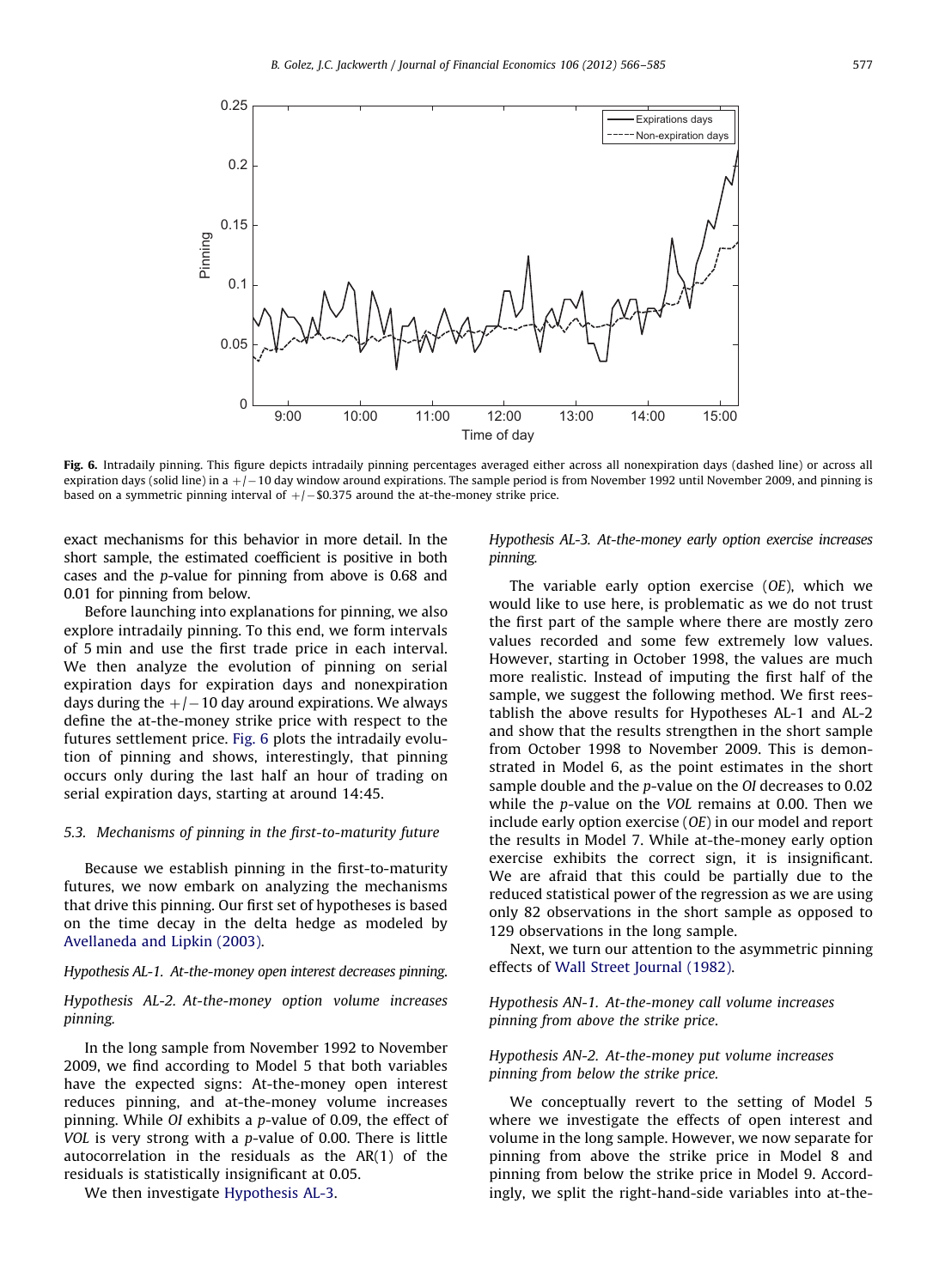**Fig. 6.** Intradaily pinning. This figure depicts intradaily pinning percentages averaged either across all nonexpiration days (dashed line) or across all expiration days (solid line) in a +/−10 day window around expirations. The sample period is from November 1992 until November 2009, and pinning is based on a symmetric pinning interval of +/−\$0.375 around the at-the-money strike price.

exact mechanisms for this behavior in more detail. In the short sample, the estimated coefficient is positive in both cases and the *p*-value for pinning from above is 0.68 and 0.01 for pinning from below.

Before launching into explanations for pinning, we also explore intradaily pinning. To this end, we form intervals of 5 min and use the first trade price in each interval. We then analyze the evolution of pinning on serial expiration days for expiration days and nonexpiration days during the +/−10 day around expirations. We always define the at-the-money strike price with respect to the futures settlement price. Fig. 6 plots the intradaily evolution of pinning and shows, interestingly, that pinning occurs only during the last half an hour of trading on serial expiration days, starting at around 14:45.

### 5.3. Mechanisms of pinning in the first-to-maturity future

Because we establish pinning in the first-to-maturity futures, we now embark on analyzing the mechanisms that drive this pinning. Our first set of hypotheses is based on the time decay in the delta hedge as modeled by Avellaneda and Lipkin (2003).

*Hypothesis AL-1. At-the-money open interest decreases pinning.*

*Hypothesis AL-2. At-the-money option volume increases pinning.*

In the long sample from November 1992 to November 2009, we find according to Model 5 that both variables have the expected signs: At-the-money open interest reduces pinning, and at-the-money volume increases pinning. While *OI* exhibits a *p*-value of 0.09, the effect of *VOL* is very strong with a *p*-value of 0.00. There is little autocorrelation in the residuals as the AR(1) of the residuals is statistically insignificant at 0.05.

We then investigate Hypothesis AL-3.

*Hypothesis AL-3. At-the-money early option exercise increases pinning.*

The variable early option exercise (*OE*), which we would like to use here, is problematic as we do not trust the first part of the sample where there are mostly zero values recorded and some few extremely low values. However, starting in October 1998, the values are much more realistic. Instead of imputing the first half of the sample, we suggest the following method. We first reestablish the above results for Hypotheses AL-1 and AL-2 and show that the results strengthen in the short sample from October 1998 to November 2009. This is demonstrated in Model 6, as the point estimates in the short sample double and the *p*-value on the *OI* decreases to 0.02 while the *p*-value on the *VOL* remains at 0.00. Then we include early option exercise (*OE*) in our model and report the results in Model 7. While at-the-money early option exercise exhibits the correct sign, it is insignificant. We are afraid that this could be partially due to the reduced statistical power of the regression as we are using only 82 observations in the short sample as opposed to 129 observations in the long sample.

Next, we turn our attention to the asymmetric pinning effects of Wall Street Journal (1982).

*Hypothesis AN-1. At-the-money call volume increases pinning from above the strike price.*

*Hypothesis AN-2. At-the-money put volume increases pinning from below the strike price.*

We conceptually revert to the setting of Model 5 where we investigate the effects of open interest and volume in the long sample. However, we now separate for pinning from above the strike price in Model 8 and pinning from below the strike price in Model 9. Accordingly, we split the right-hand-side variables into at-the-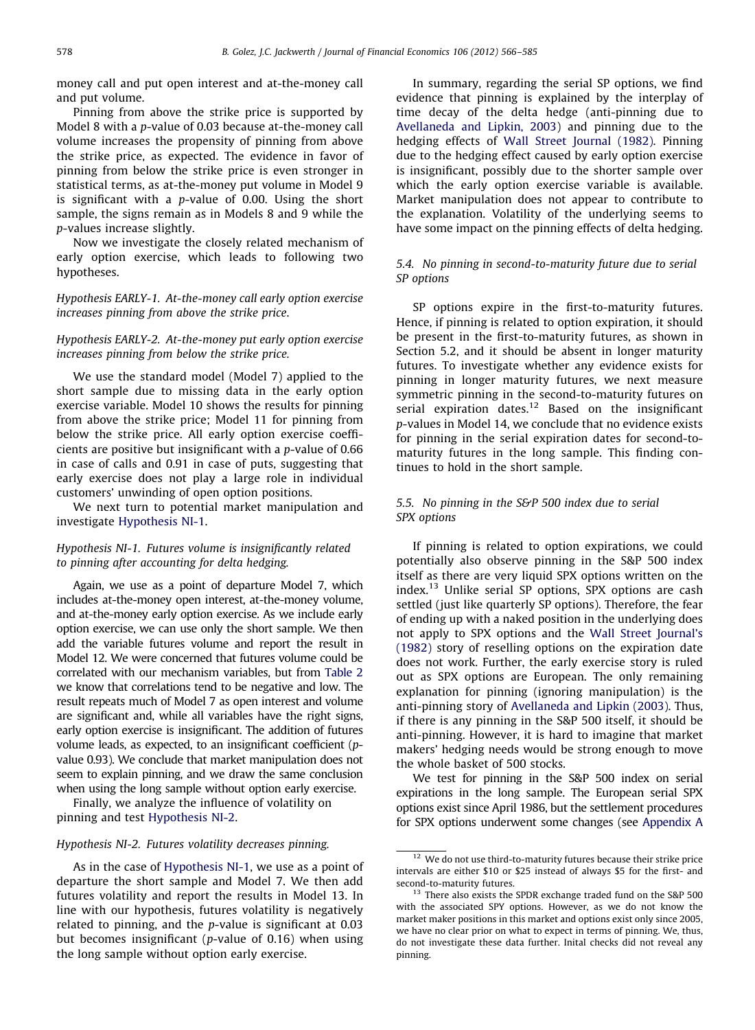money call and put open interest and at-the-money call and put volume.

Pinning from above the strike price is supported by Model 8 with a $p$-value of 0.03 because at-the-money call volume increases the propensity of pinning from above the strike price, as expected. The evidence in favor of pinning from below the strike price is even stronger in statistical terms, as at-the-money put volume in Model 9 is significant with a $p$-value of 0.00. Using the short sample, the signs remain as in Models 8 and 9 while the $p$-values increase slightly.

Now we investigate the closely related mechanism of early option exercise, which leads to following two hypotheses.

*Hypothesis EARLY-1. At-the-money call early option exercise increases pinning from above the strike price.*

*Hypothesis EARLY-2. At-the-money put early option exercise increases pinning from below the strike price.*

We use the standard model (Model 7) applied to the short sample due to missing data in the early option exercise variable. Model 10 shows the results for pinning from above the strike price; Model 11 for pinning from below the strike price. All early option exercise coefficients are positive but insignificant with a $p$-value of 0.66 in case of calls and 0.91 in case of puts, suggesting that early exercise does not play a large role in individual customers' unwinding of open option positions.

We next turn to potential market manipulation and investigate Hypothesis NI-1.

*Hypothesis NI-1. Futures volume is insignificantly related to pinning after accounting for delta hedging.*

Again, we use as a point of departure Model 7, which includes at-the-money open interest, at-the-money volume, and at-the-money early option exercise. As we include early option exercise, we can use only the short sample. We then add the variable futures volume and report the result in Model 12. We were concerned that futures volume could be correlated with our mechanism variables, but from Table 2 we know that correlations tend to be negative and low. The result repeats much of Model 7 as open interest and volume are significant and, while all variables have the right signs, early option exercise is insignificant. The addition of futures volume leads, as expected, to an insignificant coefficient ($p$-value 0.93). We conclude that market manipulation does not seem to explain pinning, and we draw the same conclusion when using the long sample without option early exercise.

Finally, we analyze the influence of volatility on pinning and test Hypothesis NI-2.

*Hypothesis NI-2. Futures volatility decreases pinning.*

As in the case of Hypothesis NI-1, we use as a point of departure the short sample and Model 7. We then add futures volatility and report the results in Model 13. In line with our hypothesis, futures volatility is negatively related to pinning, and the $p$-value is significant at 0.03 but becomes insignificant ($p$-value of 0.16) when using the long sample without option early exercise.

In summary, regarding the serial SP options, we find evidence that pinning is explained by the interplay of time decay of the delta hedge (anti-pinning due to Avellaneda and Lipkin, 2003) and pinning due to the hedging effects of Wall Street Journal (1982). Pinning due to the hedging effect caused by early option exercise is insignificant, possibly due to the shorter sample over which the early option exercise variable is available. Market manipulation does not appear to contribute to the explanation. Volatility of the underlying seems to have some impact on the pinning effects of delta hedging.

### 5.4. No pinning in second-to-maturity future due to serial SP options

SP options expire in the first-to-maturity futures. Hence, if pinning is related to option expiration, it should be present in the first-to-maturity futures, as shown in Section 5.2, and it should be absent in longer maturity futures. To investigate whether any evidence exists for pinning in longer maturity futures, we next measure symmetric pinning in the second-to-maturity futures on serial expiration dates.[12] Based on the insignificant $p$-values in Model 14, we conclude that no evidence exists for pinning in the serial expiration dates for second-to-maturity futures in the long sample. This finding continues to hold in the short sample.

### 5.5. No pinning in the S&P 500 index due to serial SPX options

If pinning is related to option expirations, we could potentially also observe pinning in the S&P 500 index itself as there are very liquid SPX options written on the index.[13] Unlike serial SP options, SPX options are cash settled (just like quarterly SP options). Therefore, the fear of ending up with a naked position in the underlying does not apply to SPX options and the Wall Street Journal's (1982) story of reselling options on the expiration date does not work. Further, the early exercise story is ruled out as SPX options are European. The only remaining explanation for pinning (ignoring manipulation) is the anti-pinning story of Avellaneda and Lipkin (2003). Thus, if there is any pinning in the S&P 500 itself, it should be anti-pinning. However, it is hard to imagine that market makers' hedging needs would be strong enough to move the whole basket of 500 stocks.

We test for pinning in the S&P 500 index on serial expirations in the long sample. The European serial SPX options exist since April 1986, but the settlement procedures for SPX options underwent some changes (see Appendix A

---

[12] We do not use third-to-maturity futures because their strike price intervals are either \$10 or \$25 instead of always \$5 for the first- and second-to-maturity futures.

[13] There also exists the SPDR exchange traded fund on the S&P 500 with the associated SPY options. However, as we do not know the market maker positions in this market and options exist only since 2005, we have no clear prior on what to expect in terms of pinning. We, thus, do not investigate these data further. Inital checks did not reveal any pinning.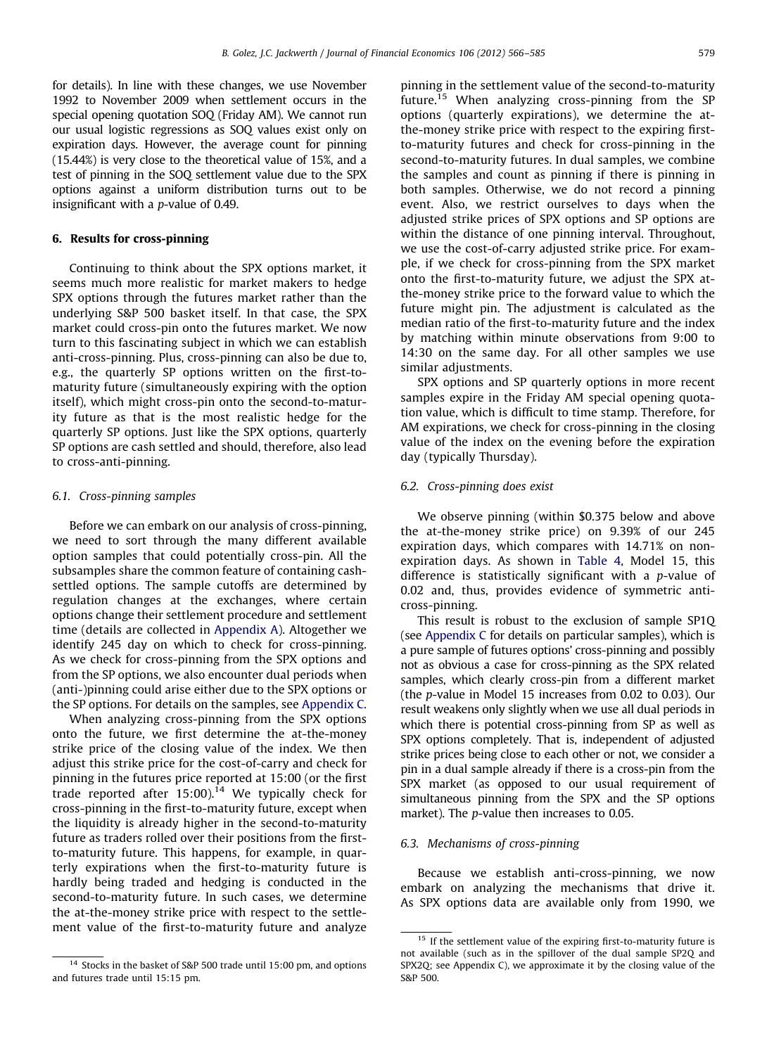for details). In line with these changes, we use November 1992 to November 2009 when settlement occurs in the special opening quotation SOQ (Friday AM). We cannot run our usual logistic regressions as SOQ values exist only on expiration days. However, the average count for pinning (15.44%) is very close to the theoretical value of 15%, and a test of pinning in the SOQ settlement value due to the SPX options against a uniform distribution turns out to be insignificant with a *p*-value of 0.49.

## 6. Results for cross-pinning

Continuing to think about the SPX options market, it seems much more realistic for market makers to hedge SPX options through the futures market rather than the underlying S&P 500 basket itself. In that case, the SPX market could cross-pin onto the futures market. We now turn to this fascinating subject in which we can establish anti-cross-pinning. Plus, cross-pinning can also be due to, e.g., the quarterly SP options written on the first-to-maturity future (simultaneously expiring with the option itself), which might cross-pin onto the second-to-maturity future as that is the most realistic hedge for the quarterly SP options. Just like the SPX options, quarterly SP options are cash settled and should, therefore, also lead to cross-anti-pinning.

### 6.1. Cross-pinning samples

Before we can embark on our analysis of cross-pinning, we need to sort through the many different available option samples that could potentially cross-pin. All the subsamples share the common feature of containing cash-settled options. The sample cutoffs are determined by regulation changes at the exchanges, where certain options change their settlement procedure and settlement time (details are collected in Appendix A). Altogether we identify 245 day on which to check for cross-pinning. As we check for cross-pinning from the SPX options and from the SP options, we also encounter dual periods when (anti-)pinning could arise either due to the SPX options or the SP options. For details on the samples, see Appendix C.

When analyzing cross-pinning from the SPX options onto the future, we first determine the at-the-money strike price of the closing value of the index. We then adjust this strike price for the cost-of-carry and check for pinning in the futures price reported at 15:00 (or the first trade reported after 15:00).[14] We typically check for cross-pinning in the first-to-maturity future, except when the liquidity is already higher in the second-to-maturity future as traders rolled over their positions from the first-to-maturity future. This happens, for example, in quarterly expirations when the first-to-maturity future is hardly being traded and hedging is conducted in the second-to-maturity future. In such cases, we determine the at-the-money strike price with respect to the settlement value of the first-to-maturity future and analyze pinning in the settlement value of the second-to-maturity future.[15] When analyzing cross-pinning from the SP options (quarterly expirations), we determine the at-the-money strike price with respect to the expiring first-to-maturity futures and check for cross-pinning in the second-to-maturity futures. In dual samples, we combine the samples and count as pinning if there is pinning in both samples. Otherwise, we do not record a pinning event. Also, we restrict ourselves to days when the adjusted strike prices of SPX options and SP options are within the distance of one pinning interval. Throughout, we use the cost-of-carry adjusted strike price. For example, if we check for cross-pinning from the SPX market onto the first-to-maturity future, we adjust the SPX at-the-money strike price to the forward value to which the future might pin. The adjustment is calculated as the median ratio of the first-to-maturity future and the index by matching within minute observations from 9:00 to 14:30 on the same day. For all other samples we use similar adjustments.

SPX options and SP quarterly options in more recent samples expire in the Friday AM special opening quotation value, which is difficult to time stamp. Therefore, for AM expirations, we check for cross-pinning in the closing value of the index on the evening before the expiration day (typically Thursday).

### 6.2. Cross-pinning does exist

We observe pinning (within \$0.375 below and above the at-the-money strike price) on 9.39% of our 245 expiration days, which compares with 14.71% on non-expiration days. As shown in Table 4, Model 15, this difference is statistically significant with a *p*-value of 0.02 and, thus, provides evidence of symmetric anti-cross-pinning.

This result is robust to the exclusion of sample SP1Q (see Appendix C for details on particular samples), which is a pure sample of futures options' cross-pinning and possibly not as obvious a case for cross-pinning as the SPX related samples, which clearly cross-pin from a different market (the *p*-value in Model 15 increases from 0.02 to 0.03). Our result weakens only slightly when we use all dual periods in which there is potential cross-pinning from SP as well as SPX options completely. That is, independent of adjusted strike prices being close to each other or not, we consider a pin in a dual sample already if there is a cross-pin from the SPX market (as opposed to our usual requirement of simultaneous pinning from the SPX and the SP options market). The *p*-value then increases to 0.05.

### 6.3. Mechanisms of cross-pinning

Because we establish anti-cross-pinning, we now embark on analyzing the mechanisms that drive it. As SPX options data are available only from 1990, we

---

[14] Stocks in the basket of S&P 500 trade until 15:00 pm, and options and futures trade until 15:15 pm.

[15] If the settlement value of the expiring first-to-maturity future is not available (such as in the spillover of the dual sample SP2Q and SPX2Q; see Appendix C), we approximate it by the closing value of the S&P 500.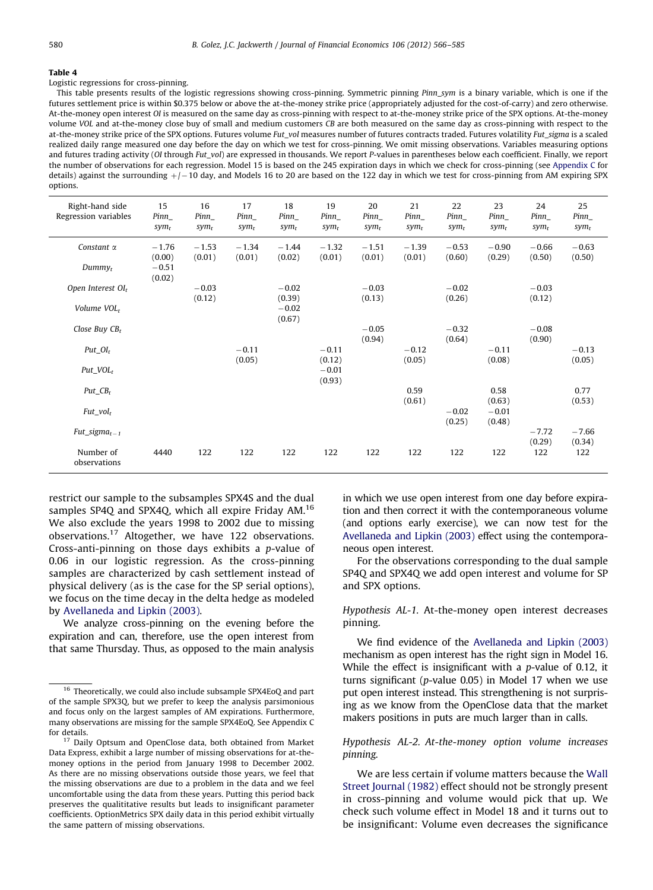**Table 4**

Logistic regressions for cross-pinning.

This table presents results of the logistic regressions showing cross-pinning. Symmetric pinning *Pinn_sym* is a binary variable, which is one if the futures settlement price is within $0.375 below or above the at-the-money strike price (appropriately adjusted for the cost-of-carry) and zero otherwise. At-the-money open interest *OI* is measured on the same day as cross-pinning with respect to at-the-money strike price of the SPX options. At-the-money volume *VOL* and at-the-money close buy of small and medium customers *CB* are both measured on the same day as cross-pinning with respect to the at-the-money strike price of the SPX options. Futures volume *Fut_vol* measures number of futures contracts traded. Futures volatility *Fut_sigma* is a scaled realized daily range measured one day before the day on which we test for cross-pinning. We omit missing observations. Variables measuring options and futures trading activity (*OI* through *Fut_vol*) are expressed in thousands. We report *P*-values in parentheses below each coefficient. Finally, we report the number of observations for each regression. Model 15 is based on the 245 expiration days in which we check for cross-pinning (see Appendix C for details) against the surrounding +/−10 day, and Models 16 to 20 are based on the 122 day in which we test for cross-pinning from AM expiring SPX options.

| Right-hand side Regression variables | 15 $Pinn\_sym_t$ | 16 $Pinn\_sym_t$ | 17 $Pinn\_sym_t$ | 18 $Pinn\_sym_t$ | 19 $Pinn\_sym_t$ | 20 $Pinn\_sym_t$ | 21 $Pinn\_sym_t$ | 22 $Pinn\_sym_t$ | 23 $Pinn\_sym_t$ | 24 $Pinn\_sym_t$ | 25 $Pinn\_sym_t$ |
|---|---|---|---|---|---|---|---|---|---|---|---|
| Constant $\alpha$ | −1.76 (0.00) | −1.53 (0.01) | −1.34 (0.01) | −1.44 (0.02) | −1.32 (0.01) | −1.51 (0.01) | −1.39 (0.01) | −0.53 (0.60) | −0.90 (0.29) | −0.66 (0.50) | −0.63 (0.50) |
| $Dummy_t$ | −0.51 (0.02) | | | | | | | | | | |
| Open Interest $OI_t$ | | −0.03 (0.12) | | −0.02 (0.39) | | −0.03 (0.13) | | −0.02 (0.26) | | −0.03 (0.12) | |
| Volume $VOL_t$ | | | | −0.02 (0.67) | | | | | | | |
| Close Buy $CB_t$ | | | | | | −0.05 (0.94) | | −0.32 (0.64) | | −0.08 (0.90) | |
| $Put\_OI_t$ | | | −0.11 (0.05) | | −0.11 (0.12) | | −0.12 (0.05) | | −0.11 (0.08) | | −0.13 (0.05) |
| $Put\_VOL_t$ | | | | | −0.01 (0.93) | | | | | | |
| $Put\_CB_t$ | | | | | | | 0.59 (0.61) | | 0.58 (0.63) | | 0.77 (0.53) |
| $Fut\_vol_t$ | | | | | | | | −0.02 (0.25) | −0.01 (0.48) | | |
| $Fut\_sigma_{t-1}$ | | | | | | | | | | −7.72 (0.29) | −7.66 (0.34) |
| Number of observations | 4440 | 122 | 122 | 122 | 122 | 122 | 122 | 122 | 122 | 122 | 122 |

restrict our sample to the subsamples SPX4S and the dual samples SP4Q and SPX4Q, which all expire Friday AM.[16] We also exclude the years 1998 to 2002 due to missing observations.[17] Altogether, we have 122 observations. Cross-anti-pinning on those days exhibits a *p*-value of 0.06 in our logistic regression. As the cross-pinning samples are characterized by cash settlement instead of physical delivery (as is the case for the SP serial options), we focus on the time decay in the delta hedge as modeled by Avellaneda and Lipkin (2003).

We analyze cross-pinning on the evening before the expiration and can, therefore, use the open interest from that same Thursday. Thus, as opposed to the main analysis in which we use open interest from one day before expiration and then correct it with the contemporaneous volume (and options early exercise), we can now test for the Avellaneda and Lipkin (2003) effect using the contemporaneous open interest.

For the observations corresponding to the dual sample SP4Q and SPX4Q we add open interest and volume for SP and SPX options.

*Hypothesis AL-1.* At-the-money open interest decreases pinning.

We find evidence of the Avellaneda and Lipkin (2003) mechanism as open interest has the right sign in Model 16. While the effect is insignificant with a *p*-value of 0.12, it turns significant (*p*-value 0.05) in Model 17 when we use put open interest instead. This strengthening is not surprising as we know from the OpenClose data that the market makers positions in puts are much larger than in calls.

*Hypothesis AL-2.* At-the-money option volume increases pinning.

We are less certain if volume matters because the Wall Street Journal (1982) effect should not be strongly present in cross-pinning and volume would pick that up. We check such volume effect in Model 18 and it turns out to be insignificant: Volume even decreases the significance

---

[16] Theoretically, we could also include subsample SPX4EoQ and part of the sample SPX3Q, but we prefer to keep the analysis parsimonious and focus only on the largest samples of AM expirations. Furthermore, many observations are missing for the sample SPX4EoQ. See Appendix C for details.

[17] Daily Optsum and OpenClose data, both obtained from Market Data Express, exhibit a large number of missing observations for at-the-money options in the period from January 1998 to December 2002. As there are no missing observations outside those years, we feel that the missing observations are due to a problem in the data and we feel uncomfortable using the data from these years. Putting this period back preserves the qualititative results but leads to insignificant parameter coefficients. OptionMetrics SPX daily data in this period exhibit virtually the same pattern of missing observations.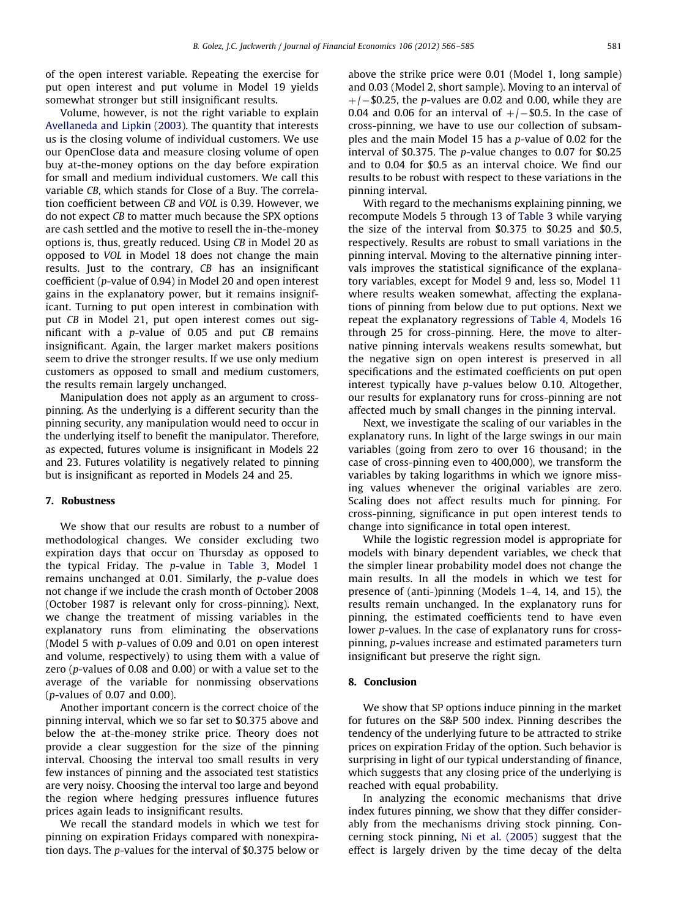of the open interest variable. Repeating the exercise for put open interest and put volume in Model 19 yields somewhat stronger but still insignificant results.

Volume, however, is not the right variable to explain Avellaneda and Lipkin (2003). The quantity that interests us is the closing volume of individual customers. We use our OpenClose data and measure closing volume of open buy at-the-money options on the day before expiration for small and medium individual customers. We call this variable *CB*, which stands for Close of a Buy. The correlation coefficient between *CB* and *VOL* is 0.39. However, we do not expect *CB* to matter much because the SPX options are cash settled and the motive to resell the in-the-money options is, thus, greatly reduced. Using *CB* in Model 20 as opposed to *VOL* in Model 18 does not change the main results. Just to the contrary, *CB* has an insignificant coefficient ($p$-value of 0.94) in Model 20 and open interest gains in the explanatory power, but it remains insignificant. Turning to put open interest in combination with put *CB* in Model 21, put open interest comes out significant with a $p$-value of 0.05 and put *CB* remains insignificant. Again, the larger market makers positions seem to drive the stronger results. If we use only medium customers as opposed to small and medium customers, the results remain largely unchanged.

Manipulation does not apply as an argument to cross-pinning. As the underlying is a different security than the pinning security, any manipulation would need to occur in the underlying itself to benefit the manipulator. Therefore, as expected, futures volume is insignificant in Models 22 and 23. Futures volatility is negatively related to pinning but is insignificant as reported in Models 24 and 25.

## 7. Robustness

We show that our results are robust to a number of methodological changes. We consider excluding two expiration days that occur on Thursday as opposed to the typical Friday. The $p$-value in Table 3, Model 1 remains unchanged at 0.01. Similarly, the $p$-value does not change if we include the crash month of October 2008 (October 1987 is relevant only for cross-pinning). Next, we change the treatment of missing variables in the explanatory runs from eliminating the observations (Model 5 with $p$-values of 0.09 and 0.01 on open interest and volume, respectively) to using them with a value of zero ($p$-values of 0.08 and 0.00) or with a value set to the average of the variable for nonmissing observations ($p$-values of 0.07 and 0.00).

Another important concern is the correct choice of the pinning interval, which we so far set to \$0.375 above and below the at-the-money strike price. Theory does not provide a clear suggestion for the size of the pinning interval. Choosing the interval too small results in very few instances of pinning and the associated test statistics are very noisy. Choosing the interval too large and beyond the region where hedging pressures influence futures prices again leads to insignificant results.

We recall the standard models in which we test for pinning on expiration Fridays compared with nonexpiration days. The $p$-values for the interval of \$0.375 below or above the strike price were 0.01 (Model 1, long sample) and 0.03 (Model 2, short sample). Moving to an interval of $+/-$\$0.25, the $p$-values are 0.02 and 0.00, while they are 0.04 and 0.06 for an interval of $+/-$\$0.5. In the case of cross-pinning, we have to use our collection of subsamples and the main Model 15 has a $p$-value of 0.02 for the interval of \$0.375. The $p$-value changes to 0.07 for \$0.25 and to 0.04 for \$0.5 as an interval choice. We find our results to be robust with respect to these variations in the pinning interval.

With regard to the mechanisms explaining pinning, we recompute Models 5 through 13 of Table 3 while varying the size of the interval from \$0.375 to \$0.25 and \$0.5, respectively. Results are robust to small variations in the pinning interval. Moving to the alternative pinning intervals improves the statistical significance of the explanatory variables, except for Model 9 and, less so, Model 11 where results weaken somewhat, affecting the explanations of pinning from below due to put options. Next we repeat the explanatory regressions of Table 4, Models 16 through 25 for cross-pinning. Here, the move to alternative pinning intervals weakens results somewhat, but the negative sign on open interest is preserved in all specifications and the estimated coefficients on put open interest typically have $p$-values below 0.10. Altogether, our results for explanatory runs for cross-pinning are not affected much by small changes in the pinning interval.

Next, we investigate the scaling of our variables in the explanatory runs. In light of the large swings in our main variables (going from zero to over 16 thousand; in the case of cross-pinning even to 400,000), we transform the variables by taking logarithms in which we ignore missing values whenever the original variables are zero. Scaling does not affect results much for pinning. For cross-pinning, significance in put open interest tends to change into significance in total open interest.

While the logistic regression model is appropriate for models with binary dependent variables, we check that the simpler linear probability model does not change the main results. In all the models in which we test for presence of (anti-)pinning (Models 1–4, 14, and 15), the results remain unchanged. In the explanatory runs for pinning, the estimated coefficients tend to have even lower $p$-values. In the case of explanatory runs for cross-pinning, $p$-values increase and estimated parameters turn insignificant but preserve the right sign.

## 8. Conclusion

We show that SP options induce pinning in the market for futures on the S&P 500 index. Pinning describes the tendency of the underlying future to be attracted to strike prices on expiration Friday of the option. Such behavior is surprising in light of our typical understanding of finance, which suggests that any closing price of the underlying is reached with equal probability.

In analyzing the economic mechanisms that drive index futures pinning, we show that they differ considerably from the mechanisms driving stock pinning. Concerning stock pinning, Ni et al. (2005) suggest that the effect is largely driven by the time decay of the delta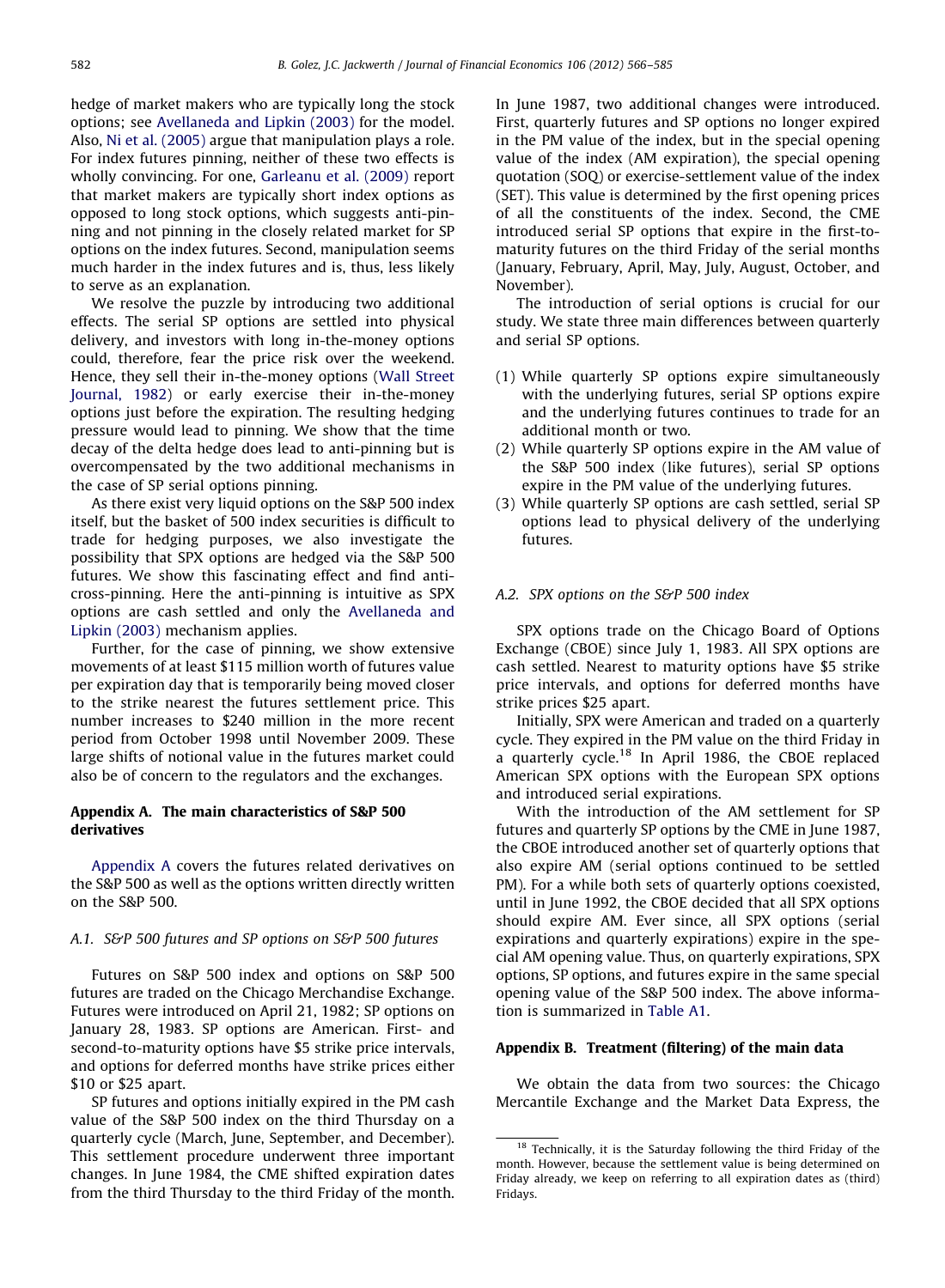hedge of market makers who are typically long the stock options; see Avellaneda and Lipkin (2003) for the model. Also, Ni et al. (2005) argue that manipulation plays a role. For index futures pinning, neither of these two effects is wholly convincing. For one, Garleanu et al. (2009) report that market makers are typically short index options as opposed to long stock options, which suggests anti-pinning and not pinning in the closely related market for SP options on the index futures. Second, manipulation seems much harder in the index futures and is, thus, less likely to serve as an explanation.

We resolve the puzzle by introducing two additional effects. The serial SP options are settled into physical delivery, and investors with long in-the-money options could, therefore, fear the price risk over the weekend. Hence, they sell their in-the-money options (Wall Street Journal, 1982) or early exercise their in-the-money options just before the expiration. The resulting hedging pressure would lead to pinning. We show that the time decay of the delta hedge does lead to anti-pinning but is overcompensated by the two additional mechanisms in the case of SP serial options pinning.

As there exist very liquid options on the S&P 500 index itself, but the basket of 500 index securities is difficult to trade for hedging purposes, we also investigate the possibility that SPX options are hedged via the S&P 500 futures. We show this fascinating effect and find anti-cross-pinning. Here the anti-pinning is intuitive as SPX options are cash settled and only the Avellaneda and Lipkin (2003) mechanism applies.

Further, for the case of pinning, we show extensive movements of at least $115 million worth of futures value per expiration day that is temporarily being moved closer to the strike nearest the futures settlement price. This number increases to $240 million in the more recent period from October 1998 until November 2009. These large shifts of notional value in the futures market could also be of concern to the regulators and the exchanges.

## Appendix A. The main characteristics of S&P 500 derivatives

Appendix A covers the futures related derivatives on the S&P 500 as well as the options written directly written on the S&P 500.

### A.1. S&P 500 futures and SP options on S&P 500 futures

Futures on S&P 500 index and options on S&P 500 futures are traded on the Chicago Merchandise Exchange. Futures were introduced on April 21, 1982; SP options on January 28, 1983. SP options are American. First- and second-to-maturity options have $5 strike price intervals, and options for deferred months have strike prices either $10 or $25 apart.

SP futures and options initially expired in the PM cash value of the S&P 500 index on the third Thursday on a quarterly cycle (March, June, September, and December). This settlement procedure underwent three important changes. In June 1984, the CME shifted expiration dates from the third Thursday to the third Friday of the month. In June 1987, two additional changes were introduced. First, quarterly futures and SP options no longer expired in the PM value of the index, but in the special opening value of the index (AM expiration), the special opening quotation (SOQ) or exercise-settlement value of the index (SET). This value is determined by the first opening prices of all the constituents of the index. Second, the CME introduced serial SP options that expire in the first-to-maturity futures on the third Friday of the serial months (January, February, April, May, July, August, October, and November).

The introduction of serial options is crucial for our study. We state three main differences between quarterly and serial SP options.

1. While quarterly SP options expire simultaneously with the underlying futures, serial SP options expire and the underlying futures continues to trade for an additional month or two.
2. While quarterly SP options expire in the AM value of the S&P 500 index (like futures), serial SP options expire in the PM value of the underlying futures.
3. While quarterly SP options are cash settled, serial SP options lead to physical delivery of the underlying futures.

### A.2. SPX options on the S&P 500 index

SPX options trade on the Chicago Board of Options Exchange (CBOE) since July 1, 1983. All SPX options are cash settled. Nearest to maturity options have $5 strike price intervals, and options for deferred months have strike prices $25 apart.

Initially, SPX were American and traded on a quarterly cycle. They expired in the PM value on the third Friday in a quarterly cycle.[18] In April 1986, the CBOE replaced American SPX options with the European SPX options and introduced serial expirations.

With the introduction of the AM settlement for SP futures and quarterly SP options by the CME in June 1987, the CBOE introduced another set of quarterly options that also expire AM (serial options continued to be settled PM). For a while both sets of quarterly options coexisted, until in June 1992, the CBOE decided that all SPX options should expire AM. Ever since, all SPX options (serial expirations and quarterly expirations) expire in the special AM opening value. Thus, on quarterly expirations, SPX options, SP options, and futures expire in the same special opening value of the S&P 500 index. The above information is summarized in Table A1.

## Appendix B. Treatment (filtering) of the main data

We obtain the data from two sources: the Chicago Mercantile Exchange and the Market Data Express, the

[18] Technically, it is the Saturday following the third Friday of the month. However, because the settlement value is being determined on Friday already, we keep on referring to all expiration dates as (third) Fridays.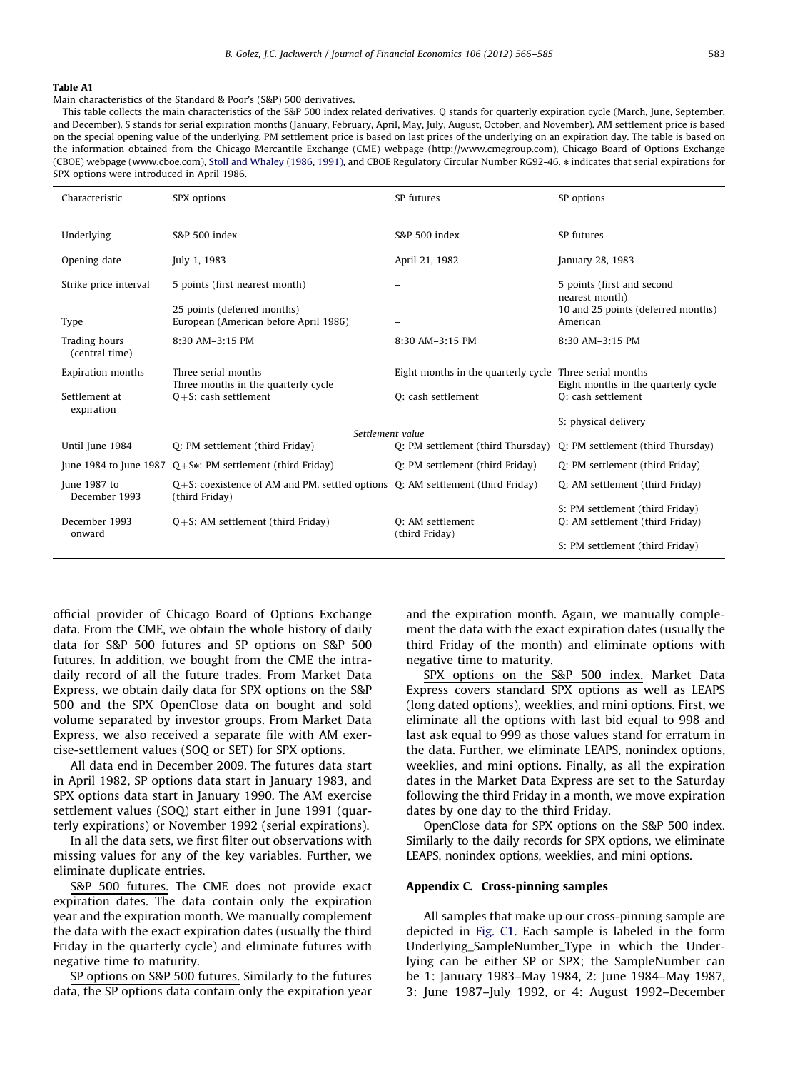**Table A1**

Main characteristics of the Standard & Poor's (S&P) 500 derivatives.

This table collects the main characteristics of the S&P 500 index related derivatives. Q stands for quarterly expiration cycle (March, June, September, and December). S stands for serial expiration months (January, February, April, May, July, August, October, and November). AM settlement price is based on the special opening value of the underlying. PM settlement price is based on last prices of the underlying on an expiration day. The table is based on the information obtained from the Chicago Mercantile Exchange (CME) webpage (http://www.cmegroup.com), Chicago Board of Options Exchange (CBOE) webpage (www.cboe.com), Stoll and Whaley (1986, 1991), and CBOE Regulatory Circular Number RG92-46. * indicates that serial expirations for SPX options were introduced in April 1986.

| Characteristic | SPX options | SP futures | SP options |
|---|---|---|---|
| Underlying | S&P 500 index | S&P 500 index | SP futures |
| Opening date | July 1, 1983 | April 21, 1982 | January 28, 1983 |
| Strike price interval | 5 points (first nearest month) 25 points (deferred months) | – | 5 points (first and second nearest month) 10 and 25 points (deferred months) |
| Type | European (American before April 1986) | – | American |
| Trading hours (central time) | 8:30 AM–3:15 PM | 8:30 AM–3:15 PM | 8:30 AM–3:15 PM |
| Expiration months | Three serial months Three months in the quarterly cycle | Eight months in the quarterly cycle | Three serial months Eight months in the quarterly cycle |
| Settlement at expiration | Q+S: cash settlement | Q: cash settlement | Q: cash settlement S: physical delivery |
| | | *Settlement value* | |
| Until June 1984 | Q: PM settlement (third Friday) | Q: PM settlement (third Thursday) | Q: PM settlement (third Thursday) |
| June 1984 to June 1987 | Q+S*: PM settlement (third Friday) | Q: PM settlement (third Friday) | Q: PM settlement (third Friday) |
| June 1987 to December 1993 | Q+S: coexistence of AM and PM. settled options (third Friday) | Q: AM settlement (third Friday) | Q: AM settlement (third Friday) S: PM settlement (third Friday) |
| December 1993 onward | Q+S: AM settlement (third Friday) | Q: AM settlement (third Friday) | Q: AM settlement (third Friday) S: PM settlement (third Friday) |

official provider of Chicago Board of Options Exchange data. From the CME, we obtain the whole history of daily data for S&P 500 futures and SP options on S&P 500 futures. In addition, we bought from the CME the intra-daily record of all the future trades. From Market Data Express, we obtain daily data for SPX options on the S&P 500 and the SPX OpenClose data on bought and sold volume separated by investor groups. From Market Data Express, we also received a separate file with AM exercise-settlement values (SOQ or SET) for SPX options.

All data end in December 2009. The futures data start in April 1982, SP options data start in January 1983, and SPX options data start in January 1990. The AM exercise settlement values (SOQ) start either in June 1991 (quarterly expirations) or November 1992 (serial expirations).

In all the data sets, we first filter out observations with missing values for any of the key variables. Further, we eliminate duplicate entries.

S&P 500 futures. The CME does not provide exact expiration dates. The data contain only the expiration year and the expiration month. We manually complement the data with the exact expiration dates (usually the third Friday in the quarterly cycle) and eliminate futures with negative time to maturity.

SP options on S&P 500 futures. Similarly to the futures data, the SP options data contain only the expiration year and the expiration month. Again, we manually complement the data with the exact expiration dates (usually the third Friday of the month) and eliminate options with negative time to maturity.

SPX options on the S&P 500 index. Market Data Express covers standard SPX options as well as LEAPS (long dated options), weeklies, and mini options. First, we eliminate all the options with last bid equal to 998 and last ask equal to 999 as those values stand for erratum in the data. Further, we eliminate LEAPS, nonindex options, weeklies, and mini options. Finally, as all the expiration dates in the Market Data Express are set to the Saturday following the third Friday in a month, we move expiration dates by one day to the third Friday.

OpenClose data for SPX options on the S&P 500 index. Similarly to the daily records for SPX options, we eliminate LEAPS, nonindex options, weeklies, and mini options.

## Appendix C. Cross-pinning samples

All samples that make up our cross-pinning sample are depicted in Fig. C1. Each sample is labeled in the form Underlying_SampleNumber_Type in which the Underlying can be either SP or SPX; the SampleNumber can be 1: January 1983–May 1984, 2: June 1984–May 1987, 3: June 1987–July 1992, or 4: August 1992–December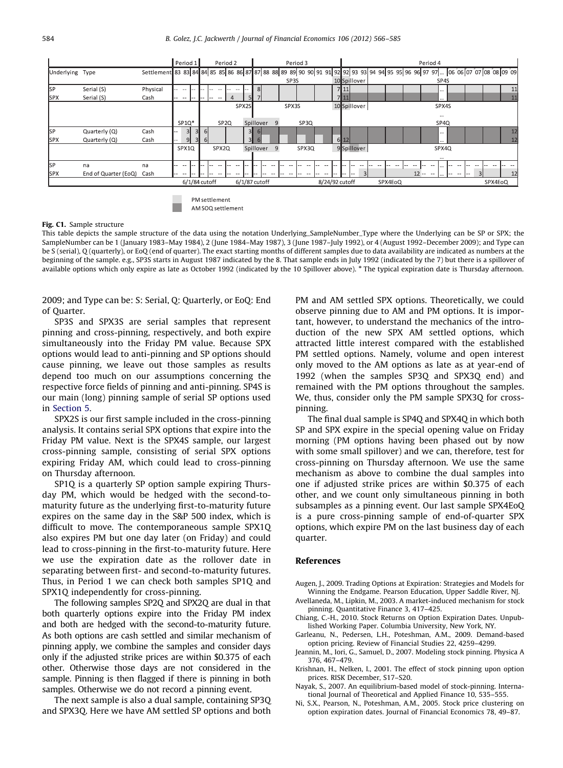| Underlying | Type | Settlement | Period 1 | Period 2 | Period 3 | Period 4 |
|---|---|---|---|---|---|---|
| SP | Serial (S) | Physical | -- | 8 | SP3S: 8 ... 7; 10 Spillover | SP4S: 11 ... 11 |
| SPX | Serial (S) | Cash | -- | SPX2S: 4 ... 5 | SPX3S: 7 ... 7; 10 Spillover | SPX4S: 11 ... 11 |
| SP | Quarterly (Q) | Cash | SP1Q*: 3 ... 3 | SP2Q: 6 ... 3 | Spillover 9; SP3Q: 6 ... 7 | SP4Q: 11 ... 12 |
| SPX | Quarterly (Q) | Cash | SPX1Q: 9 ... 3 | SPX2Q: 6 ... 3 | Spillover 9; SPX3Q: 6 ... 6; 9 Spillover | SPX4Q: 12 ... 12 |
| SP | na | na | -- | -- | -- | -- |
| SPX | End of Quarter (EoQ) | Cash | -- | -- | -- | SPX4EoQ: 3 ... 12 -- ... 3 ... 12 |
| | | | 6/1/84 cutoff | 6/1/87 cutoff | 8/24/92 cutoff | |

Legend: PM settlement; AM SOQ settlement

**Fig. C1.** Sample structure

This table depicts the sample structure of the data using the notation Underlying_SampleNumber_Type where the Underlying can be SP or SPX; the SampleNumber can be 1 (January 1983–May 1984), 2 (June 1984–May 1987), 3 (June 1987–July 1992), or 4 (August 1992–December 2009); and Type can be S (serial), Q (quarterly), or EoQ (end of quarter). The exact starting months of different samples due to data availability are indicated as numbers at the beginning of the sample. e.g., SP3S starts in August 1987 indicated by the 8. That sample ends in July 1992 (indicated by the 7) but there is a spillover of available options which only expire as late as October 1992 (indicated by the 10 Spillover above). * The typical expiration date is Thursday afternoon.

2009; and Type can be: S: Serial, Q: Quarterly, or EoQ: End of Quarter.

SP3S and SPX3S are serial samples that represent pinning and cross-pinning, respectively, and both expire simultaneously into the Friday PM value. Because SPX options would lead to anti-pinning and SP options should cause pinning, we leave out those samples as results depend too much on our assumptions concerning the respective force fields of pinning and anti-pinning. SP4S is our main (long) pinning sample of serial SP options used in Section 5.

SPX2S is our first sample included in the cross-pinning analysis. It contains serial SPX options that expire into the Friday PM value. Next is the SPX4S sample, our largest cross-pinning sample, consisting of serial SPX options expiring Friday AM, which could lead to cross-pinning on Thursday afternoon.

SP1Q is a quarterly SP option sample expiring Thursday PM, which would be hedged with the second-to-maturity future as the underlying first-to-maturity future expires on the same day in the S&P 500 index, which is difficult to move. The contemporaneous sample SPX1Q also expires PM but one day later (on Friday) and could lead to cross-pinning in the first-to-maturity future. Here we use the expiration date as the rollover date in separating between first- and second-to-maturity futures. Thus, in Period 1 we can check both samples SP1Q and SPX1Q independently for cross-pinning.

The following samples SP2Q and SPX2Q are dual in that both quarterly options expire into the Friday PM index and both are hedged with the second-to-maturity future. As both options are cash settled and similar mechanism of pinning apply, we combine the samples and consider days only if the adjusted strike prices are within $0.375 of each other. Otherwise those days are not considered in the sample. Pinning is then flagged if there is pinning in both samples. Otherwise we do not record a pinning event.

The next sample is also a dual sample, containing SP3Q and SPX3Q. Here we have AM settled SP options and both PM and AM settled SPX options. Theoretically, we could observe pinning due to AM and PM options. It is important, however, to understand the mechanics of the introduction of the new SPX AM settled options, which attracted little interest compared with the established PM settled options. Namely, volume and open interest only moved to the AM options as late as at year-end of 1992 (when the samples SP3Q and SPX3Q end) and remained with the PM options throughout the samples. We, thus, consider only the PM sample SPX3Q for cross-pinning.

The final dual sample is SP4Q and SPX4Q in which both SP and SPX expire in the special opening value on Friday morning (PM options having been phased out by now with some small spillover) and we can, therefore, test for cross-pinning on Thursday afternoon. We use the same mechanism as above to combine the dual samples into one if adjusted strike prices are within $0.375 of each other, and we count only simultaneous pinning in both subsamples as a pinning event. Our last sample SPX4EoQ is a pure cross-pinning sample of end-of-quarter SPX options, which expire PM on the last business day of each quarter.

## References

Augen, J., 2009. Trading Options at Expiration: Strategies and Models for Winning the Endgame. Pearson Education, Upper Saddle River, NJ.

Avellaneda, M., Lipkin, M., 2003. A market-induced mechanism for stock pinning. Quantitative Finance 3, 417–425.

Chiang, C.-H., 2010. Stock Returns on Option Expiration Dates. Unpublished Working Paper. Columbia University, New York, NY.

Garleanu, N., Pedersen, L.H., Poteshman, A.M., 2009. Demand-based option pricing. Review of Financial Studies 22, 4259–4299.

Jeannin, M., Iori, G., Samuel, D., 2007. Modeling stock pinning. Physica A 376, 467–479.

Krishnan, H., Nelken, I., 2001. The effect of stock pinning upon option prices. RISK December, S17–S20.

Nayak, S., 2007. An equilibrium-based model of stock-pinning. International Journal of Theoretical and Applied Finance 10, 535–555.

Ni, S.X., Pearson, N., Poteshman, A.M., 2005. Stock price clustering on option expiration dates. Journal of Financial Economics 78, 49–87.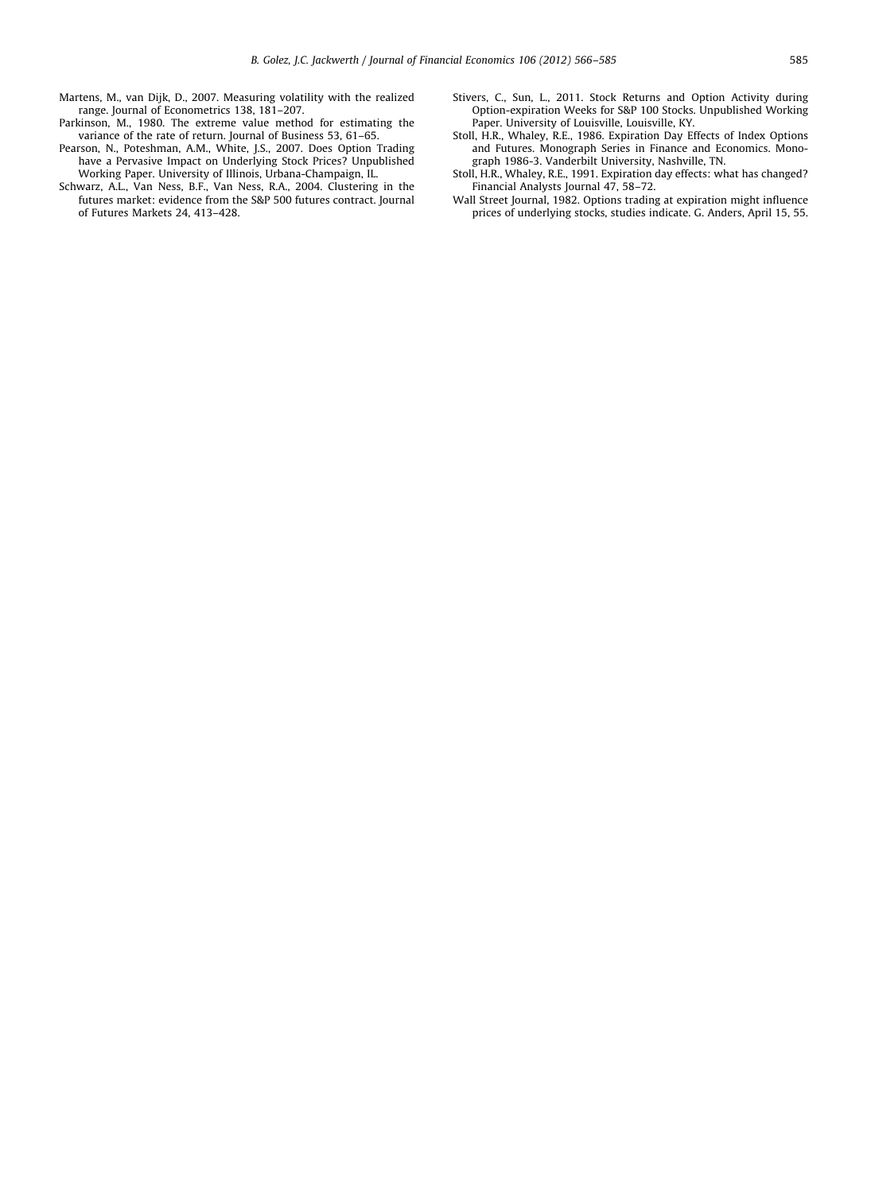Martens, M., van Dijk, D., 2007. Measuring volatility with the realized range. Journal of Econometrics 138, 181–207.

Parkinson, M., 1980. The extreme value method for estimating the variance of the rate of return. Journal of Business 53, 61–65.

Pearson, N., Poteshman, A.M., White, J.S., 2007. Does Option Trading have a Pervasive Impact on Underlying Stock Prices? Unpublished Working Paper. University of Illinois, Urbana-Champaign, IL.

Schwarz, A.L., Van Ness, B.F., Van Ness, R.A., 2004. Clustering in the futures market: evidence from the S&P 500 futures contract. Journal of Futures Markets 24, 413–428.

Stivers, C., Sun, L., 2011. Stock Returns and Option Activity during Option-expiration Weeks for S&P 100 Stocks. Unpublished Working Paper. University of Louisville, Louisville, KY.

Stoll, H.R., Whaley, R.E., 1986. Expiration Day Effects of Index Options and Futures. Monograph Series in Finance and Economics. Monograph 1986-3. Vanderbilt University, Nashville, TN.

Stoll, H.R., Whaley, R.E., 1991. Expiration day effects: what has changed? Financial Analysts Journal 47, 58–72.

Wall Street Journal, 1982. Options trading at expiration might influence prices of underlying stocks, studies indicate. G. Anders, April 15, 55.